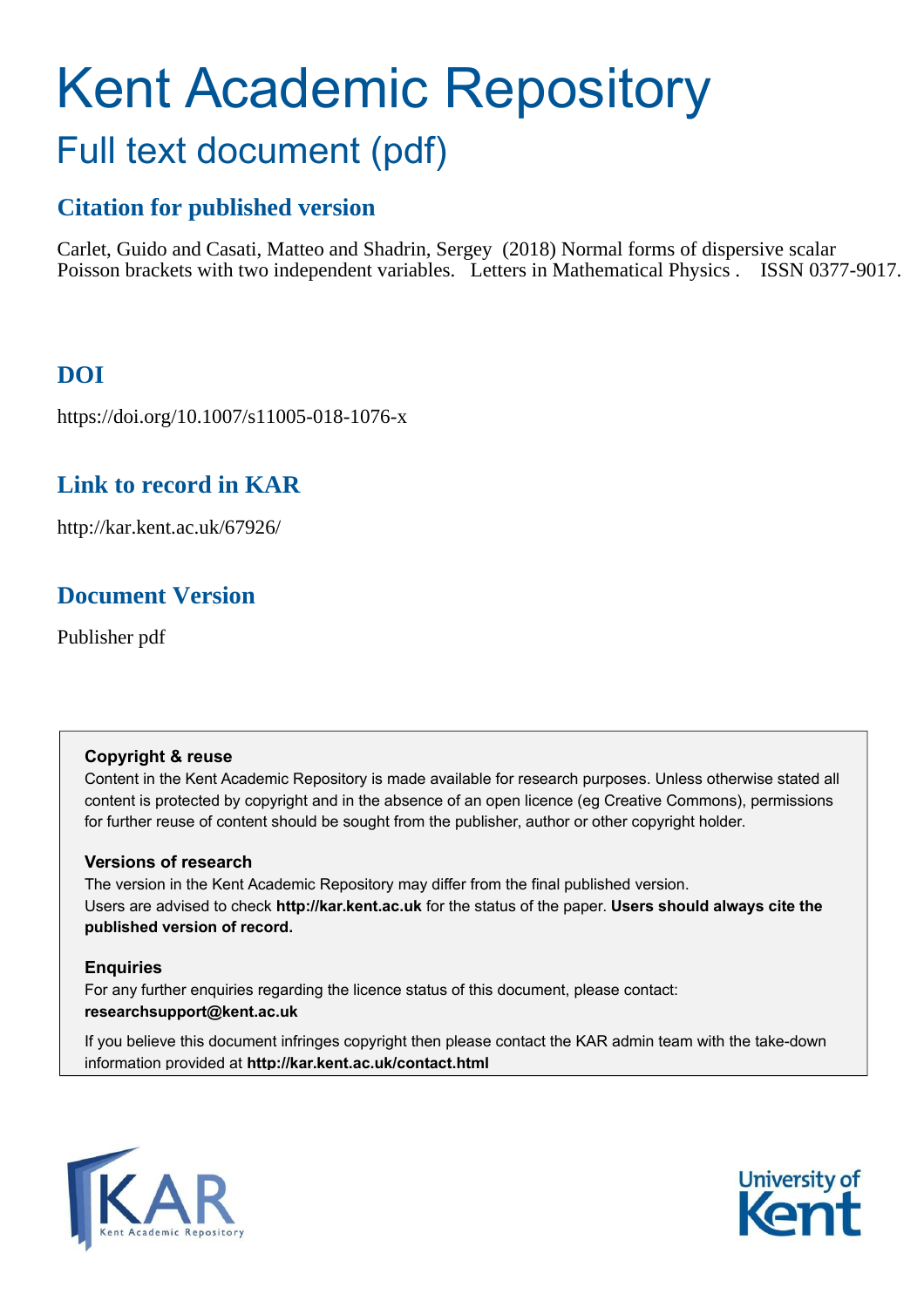# Kent Academic Repository

## Full text document (pdf)

### Citation for published version

Carlet, Guido and Casati, Matteo and Shadrin, Sergey (2018) Normal forms of dispersive scalar Poisson brackets with two independent variables. Letters in Mathematical Physics . ISSN 0377-9017.

### DOI

https://doi.org/10.1007/s11005-018-1076-x

### Link to record in KAR

http://kar.kent.ac.uk/67926/

### Document Version

Publisher pdf

**Copyright & reuse**

Content in the Kent Academic Repository is made available for research purposes. Unless otherwise stated all content is protected by copyright and in the absence of an open licence (eg Creative Commons), permissions for further reuse of content should be sought from the publisher, author or other copyright holder.

**Versions of research**

The version in the Kent Academic Repository may differ from the final published version. Users are advised to check **http://kar.kent.ac.uk** for the status of the paper. **Users should always cite the published version of record.**

**Enquiries**

For any further enquiries regarding the licence status of this document, please contact: **researchsupport@kent.ac.uk**

If you believe this document infringes copyright then please contact the KAR admin team with the take-down information provided at **http://kar.kent.ac.uk/contact.html**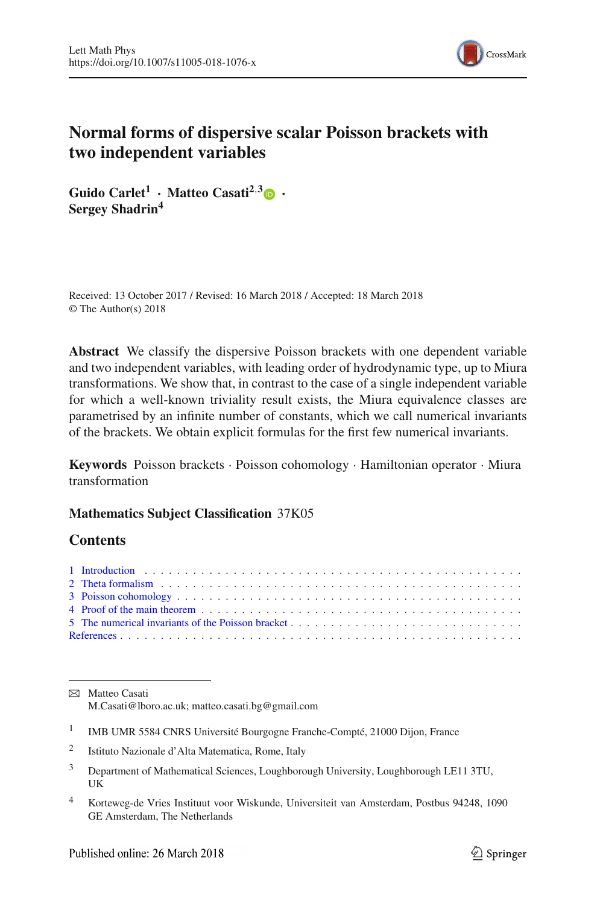# Normal forms of dispersive scalar Poisson brackets with two independent variables

**Guido Carlet**[1] · **Matteo Casati**[2,3] · **Sergey Shadrin**[4]

Received: 13 October 2017 / Revised: 16 March 2018 / Accepted: 18 March 2018
© The Author(s) 2018

**Abstract** We classify the dispersive Poisson brackets with one dependent variable and two independent variables, with leading order of hydrodynamic type, up to Miura transformations. We show that, in contrast to the case of a single independent variable for which a well-known triviality result exists, the Miura equivalence classes are parametrised by an infinite number of constants, which we call numerical invariants of the brackets. We obtain explicit formulas for the first few numerical invariants.

**Keywords** Poisson brackets · Poisson cohomology · Hamiltonian operator · Miura transformation

**Mathematics Subject Classification** 37K05

## Contents

1 Introduction
2 Theta formalism
3 Poisson cohomology
4 Proof of the main theorem
5 The numerical invariants of the Poisson bracket
References

---

✉ Matteo Casati
M.Casati@lboro.ac.uk; matteo.casati.bg@gmail.com

[1] IMB UMR 5584 CNRS Université Bourgogne Franche-Compté, 21000 Dijon, France

[2] Istituto Nazionale d'Alta Matematica, Rome, Italy

[3] Department of Mathematical Sciences, Loughborough University, Loughborough LE11 3TU, UK

[4] Korteweg-de Vries Instituut voor Wiskunde, Universiteit van Amsterdam, Postbus 94248, 1090 GE Amsterdam, The Netherlands

Published online: 26 March 2018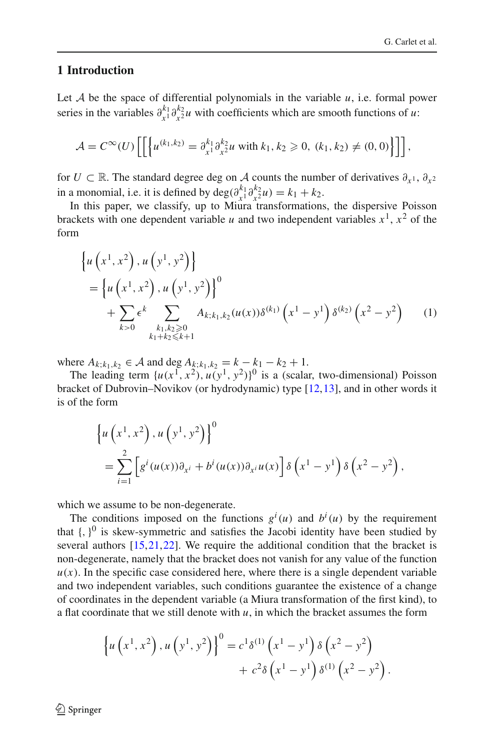## 1 Introduction

Let $\mathcal{A}$ be the space of differential polynomials in the variable $u$, i.e. formal power series in the variables $\partial_{x^1}^{k_1}\partial_{x^2}^{k_2}u$ with coefficients which are smooth functions of $u$:

$$\mathcal{A} = C^\infty(U)\left[\left[\left\{u^{(k_1,k_2)} = \partial_{x^1}^{k_1}\partial_{x^2}^{k_2}u \text{ with } k_1, k_2 \geqslant 0,\ (k_1,k_2) \neq (0,0)\right\}\right]\right],$$

for $U \subset \mathbb{R}$. The standard degree deg on $\mathcal{A}$ counts the number of derivatives $\partial_{x^1}, \partial_{x^2}$ in a monomial, i.e. it is defined by $\deg(\partial_{x^1}^{k_1}\partial_{x^2}^{k_2}u) = k_1 + k_2$.

In this paper, we classify, up to Miura transformations, the dispersive Poisson brackets with one dependent variable $u$ and two independent variables $x^1, x^2$ of the form

$$\begin{aligned}
&\left\{u\left(x^1,x^2\right), u\left(y^1,y^2\right)\right\} \\
&\quad = \left\{u\left(x^1,x^2\right), u\left(y^1,y^2\right)\right\}^0 \\
&\qquad + \sum_{k>0}\epsilon^k \sum_{\substack{k_1,k_2\geqslant 0\\ k_1+k_2\leqslant k+1}} A_{k;k_1,k_2}(u(x))\delta^{(k_1)}\left(x^1-y^1\right)\delta^{(k_2)}\left(x^2-y^2\right) \qquad (1)
\end{aligned}$$

where $A_{k;k_1,k_2} \in \mathcal{A}$ and $\deg A_{k;k_1,k_2} = k - k_1 - k_2 + 1$.

The leading term $\{u(x^1,x^2), u(y^1,y^2)\}^0$ is a (scalar, two-dimensional) Poisson bracket of Dubrovin–Novikov (or hydrodynamic) type [12,13], and in other words it is of the form

$$\begin{aligned}
&\left\{u\left(x^1,x^2\right), u\left(y^1,y^2\right)\right\}^0 \\
&\quad = \sum_{i=1}^{2}\left[g^i(u(x))\partial_{x^i} + b^i(u(x))\partial_{x^i}u(x)\right]\delta\left(x^1-y^1\right)\delta\left(x^2-y^2\right),
\end{aligned}$$

which we assume to be non-degenerate.

The conditions imposed on the functions $g^i(u)$ and $b^i(u)$ by the requirement that $\{,\}^0$ is skew-symmetric and satisfies the Jacobi identity have been studied by several authors [15,21,22]. We require the additional condition that the bracket is non-degenerate, namely that the bracket does not vanish for any value of the function $u(x)$. In the specific case considered here, where there is a single dependent variable and two independent variables, such conditions guarantee the existence of a change of coordinates in the dependent variable (a Miura transformation of the first kind), to a flat coordinate that we still denote with $u$, in which the bracket assumes the form

$$\begin{aligned}
\left\{u\left(x^1,x^2\right), u\left(y^1,y^2\right)\right\}^0 &= c^1\delta^{(1)}\left(x^1-y^1\right)\delta\left(x^2-y^2\right) \\
&\quad + c^2\delta\left(x^1-y^1\right)\delta^{(1)}\left(x^2-y^2\right).
\end{aligned}$$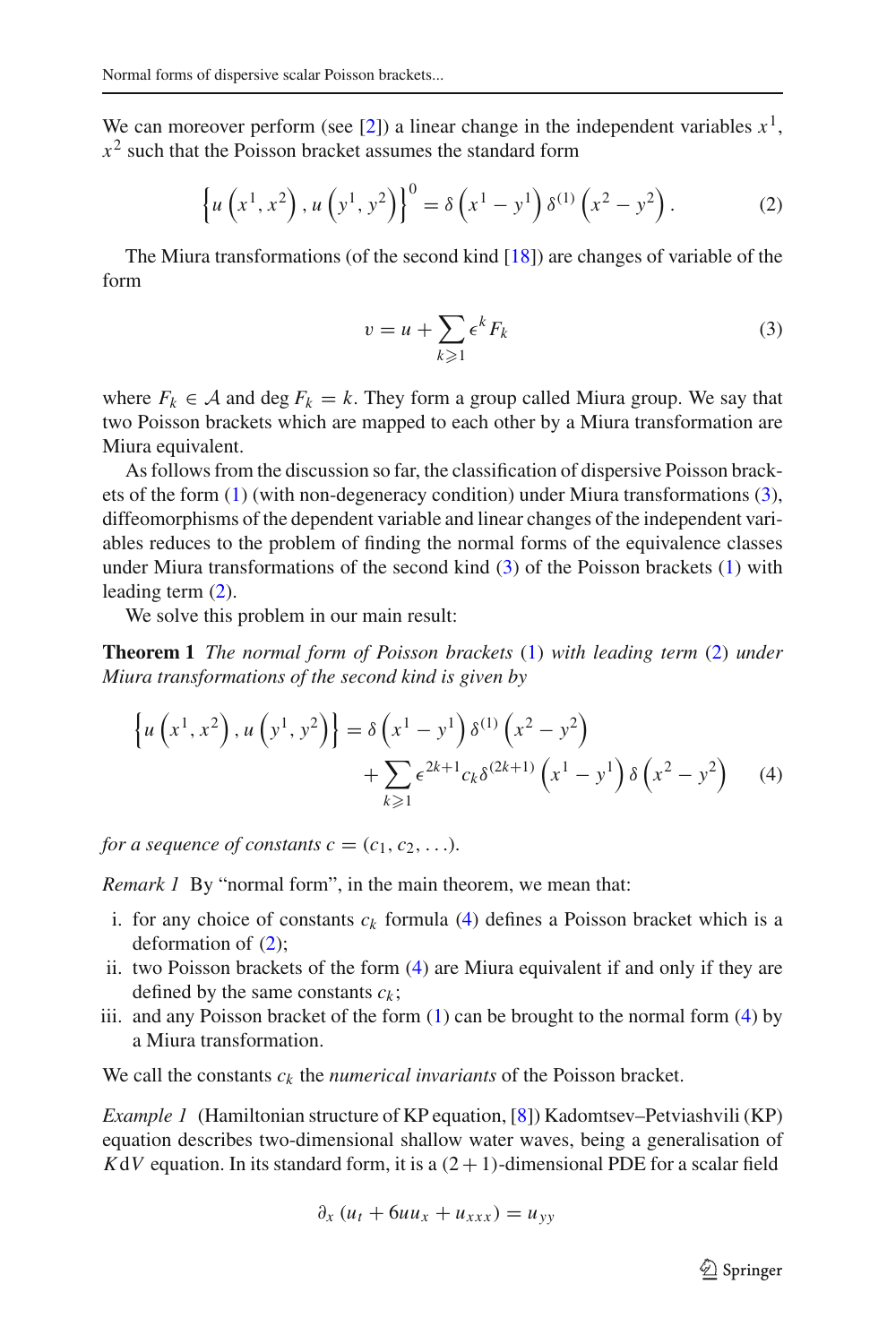We can moreover perform (see [2]) a linear change in the independent variables $x^1$, $x^2$ such that the Poisson bracket assumes the standard form

$$\left\{u\left(x^1,x^2\right),u\left(y^1,y^2\right)\right\}^0=\delta\left(x^1-y^1\right)\delta^{(1)}\left(x^2-y^2\right). \tag{2}$$

The Miura transformations (of the second kind [18]) are changes of variable of the form

$$v=u+\sum_{k\geqslant 1}\epsilon^k F_k \tag{3}$$

where $F_k\in\mathcal{A}$ and $\deg F_k=k$. They form a group called Miura group. We say that two Poisson brackets which are mapped to each other by a Miura transformation are Miura equivalent.

As follows from the discussion so far, the classification of dispersive Poisson brackets of the form (1) (with non-degeneracy condition) under Miura transformations (3), diffeomorphisms of the dependent variable and linear changes of the independent variables reduces to the problem of finding the normal forms of the equivalence classes under Miura transformations of the second kind (3) of the Poisson brackets (1) with leading term (2).

We solve this problem in our main result:

**Theorem 1** *The normal form of Poisson brackets (1) with leading term (2) under Miura transformations of the second kind is given by*

$$\begin{aligned}\left\{u\left(x^1,x^2\right),u\left(y^1,y^2\right)\right\}&=\delta\left(x^1-y^1\right)\delta^{(1)}\left(x^2-y^2\right)\\&\quad+\sum_{k\geqslant 1}\epsilon^{2k+1}c_k\delta^{(2k+1)}\left(x^1-y^1\right)\delta\left(x^2-y^2\right)\end{aligned} \tag{4}$$

*for a sequence of constants $c=(c_1,c_2,\ldots)$.*

*Remark 1* By "normal form", in the main theorem, we mean that:

i. for any choice of constants $c_k$ formula (4) defines a Poisson bracket which is a deformation of (2);
ii. two Poisson brackets of the form (4) are Miura equivalent if and only if they are defined by the same constants $c_k$;
iii. and any Poisson bracket of the form (1) can be brought to the normal form (4) by a Miura transformation.

We call the constants $c_k$ the *numerical invariants* of the Poisson bracket.

*Example 1* (Hamiltonian structure of KP equation, [8]) Kadomtsev–Petviashvili (KP) equation describes two-dimensional shallow water waves, being a generalisation of $KdV$ equation. In its standard form, it is a $(2+1)$-dimensional PDE for a scalar field

$$\partial_x\left(u_t+6uu_x+u_{xxx}\right)=u_{yy}$$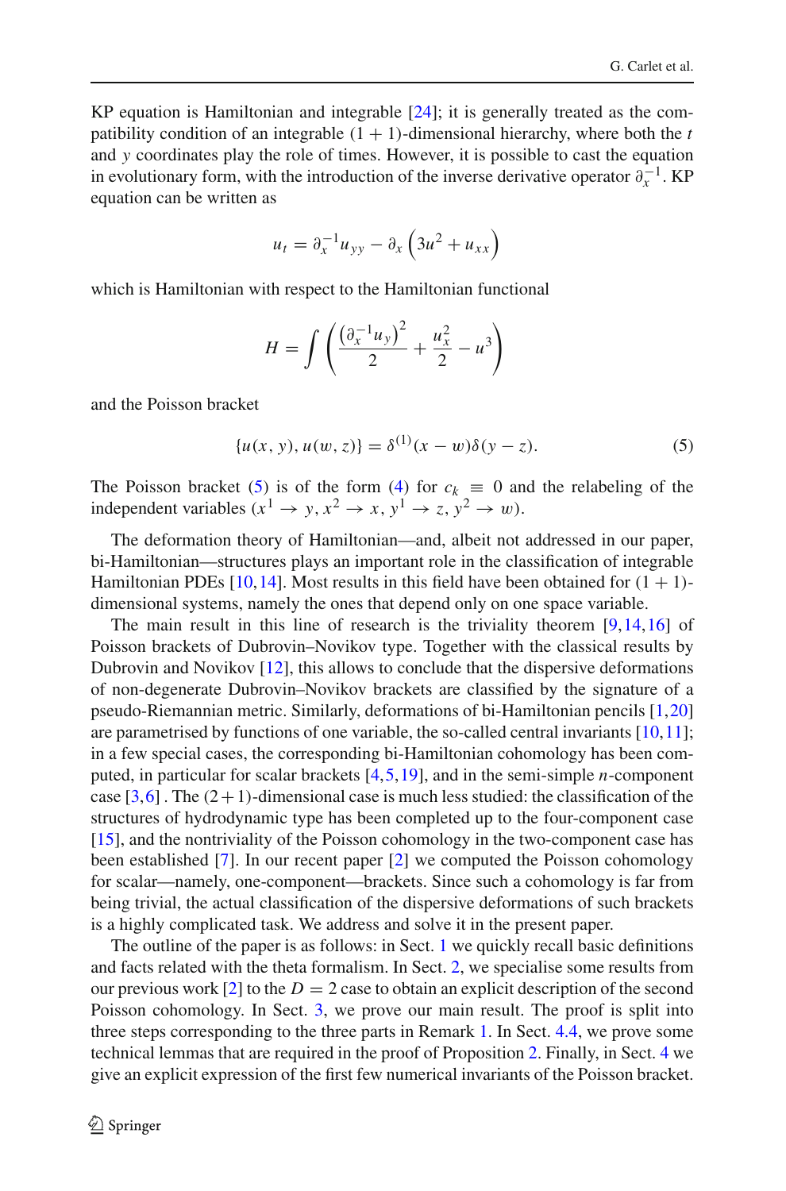KP equation is Hamiltonian and integrable [24]; it is generally treated as the compatibility condition of an integrable $(1+1)$-dimensional hierarchy, where both the $t$ and $y$ coordinates play the role of times. However, it is possible to cast the equation in evolutionary form, with the introduction of the inverse derivative operator $\partial_x^{-1}$. KP equation can be written as

$$u_t = \partial_x^{-1} u_{yy} - \partial_x \left(3u^2 + u_{xx}\right)$$

which is Hamiltonian with respect to the Hamiltonian functional

$$H = \int \left( \frac{\left(\partial_x^{-1} u_y\right)^2}{2} + \frac{u_x^2}{2} - u^3 \right)$$

and the Poisson bracket

$$\{u(x, y), u(w, z)\} = \delta^{(1)}(x - w)\delta(y - z). \tag{5}$$

The Poisson bracket (5) is of the form (4) for $c_k \equiv 0$ and the relabeling of the independent variables $(x^1 \to y, x^2 \to x, y^1 \to z, y^2 \to w)$.

The deformation theory of Hamiltonian—and, albeit not addressed in our paper, bi-Hamiltonian—structures plays an important role in the classification of integrable Hamiltonian PDEs [10,14]. Most results in this field have been obtained for $(1+1)$-dimensional systems, namely the ones that depend only on one space variable.

The main result in this line of research is the triviality theorem [9,14,16] of Poisson brackets of Dubrovin–Novikov type. Together with the classical results by Dubrovin and Novikov [12], this allows to conclude that the dispersive deformations of non-degenerate Dubrovin–Novikov brackets are classified by the signature of a pseudo-Riemannian metric. Similarly, deformations of bi-Hamiltonian pencils [1,20] are parametrised by functions of one variable, the so-called central invariants [10,11]; in a few special cases, the corresponding bi-Hamiltonian cohomology has been computed, in particular for scalar brackets [4,5,19], and in the semi-simple $n$-component case [3,6] . The $(2+1)$-dimensional case is much less studied: the classification of the structures of hydrodynamic type has been completed up to the four-component case [15], and the nontriviality of the Poisson cohomology in the two-component case has been established [7]. In our recent paper [2] we computed the Poisson cohomology for scalar—namely, one-component—brackets. Since such a cohomology is far from being trivial, the actual classification of the dispersive deformations of such brackets is a highly complicated task. We address and solve it in the present paper.

The outline of the paper is as follows: in Sect. 1 we quickly recall basic definitions and facts related with the theta formalism. In Sect. 2, we specialise some results from our previous work [2] to the $D = 2$ case to obtain an explicit description of the second Poisson cohomology. In Sect. 3, we prove our main result. The proof is split into three steps corresponding to the three parts in Remark 1. In Sect. 4.4, we prove some technical lemmas that are required in the proof of Proposition 2. Finally, in Sect. 4 we give an explicit expression of the first few numerical invariants of the Poisson bracket.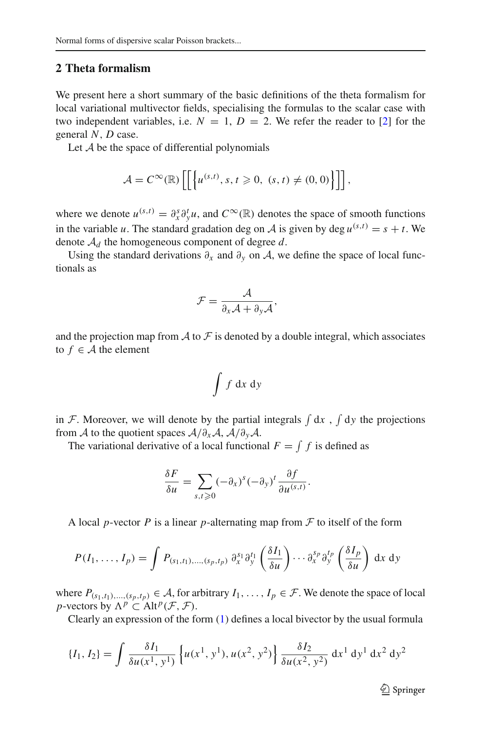## 2 Theta formalism

We present here a short summary of the basic definitions of the theta formalism for local variational multivector fields, specialising the formulas to the scalar case with two independent variables, i.e. $N = 1$, $D = 2$. We refer the reader to [2] for the general $N$, $D$ case.

Let $\mathcal{A}$ be the space of differential polynomials

$$\mathcal{A} = C^{\infty}(\mathbb{R})\left[\left[\left\{u^{(s,t)}, s, t \geqslant 0,\ (s,t) \neq (0,0)\right\}\right]\right],$$

where we denote $u^{(s,t)} = \partial_x^s \partial_y^t u$, and $C^{\infty}(\mathbb{R})$ denotes the space of smooth functions in the variable $u$. The standard gradation deg on $\mathcal{A}$ is given by $\deg u^{(s,t)} = s + t$. We denote $\mathcal{A}_d$ the homogeneous component of degree $d$.

Using the standard derivations $\partial_x$ and $\partial_y$ on $\mathcal{A}$, we define the space of local functionals as

$$\mathcal{F} = \frac{\mathcal{A}}{\partial_x \mathcal{A} + \partial_y \mathcal{A}},$$

and the projection map from $\mathcal{A}$ to $\mathcal{F}$ is denoted by a double integral, which associates to $f \in \mathcal{A}$ the element

$$\int f \, \mathrm{d}x \, \mathrm{d}y$$

in $\mathcal{F}$. Moreover, we will denote by the partial integrals $\int \mathrm{d}x$ , $\int \mathrm{d}y$ the projections from $\mathcal{A}$ to the quotient spaces $\mathcal{A}/\partial_x \mathcal{A}$, $\mathcal{A}/\partial_y \mathcal{A}$.

The variational derivative of a local functional $F = \int f$ is defined as

$$\frac{\delta F}{\delta u} = \sum_{s,t \geqslant 0} (-\partial_x)^s (-\partial_y)^t \frac{\partial f}{\partial u^{(s,t)}}.$$

A local $p$-vector $P$ is a linear $p$-alternating map from $\mathcal{F}$ to itself of the form

$$P(I_1, \ldots, I_p) = \int P_{(s_1,t_1),\ldots,(s_p,t_p)} \, \partial_x^{s_1} \partial_y^{t_1} \left(\frac{\delta I_1}{\delta u}\right) \cdots \partial_x^{s_p} \partial_y^{t_p} \left(\frac{\delta I_p}{\delta u}\right) \mathrm{d}x \, \mathrm{d}y$$

where $P_{(s_1,t_1),\ldots,(s_p,t_p)} \in \mathcal{A}$, for arbitrary $I_1, \ldots, I_p \in \mathcal{F}$. We denote the space of local $p$-vectors by $\Lambda^p \subset \mathrm{Alt}^p(\mathcal{F}, \mathcal{F})$.

Clearly an expression of the form (1) defines a local bivector by the usual formula

$$\{I_1, I_2\} = \int \frac{\delta I_1}{\delta u(x^1, y^1)} \left\{u(x^1, y^1), u(x^2, y^2)\right\} \frac{\delta I_2}{\delta u(x^2, y^2)} \, \mathrm{d}x^1 \, \mathrm{d}y^1 \, \mathrm{d}x^2 \, \mathrm{d}y^2$$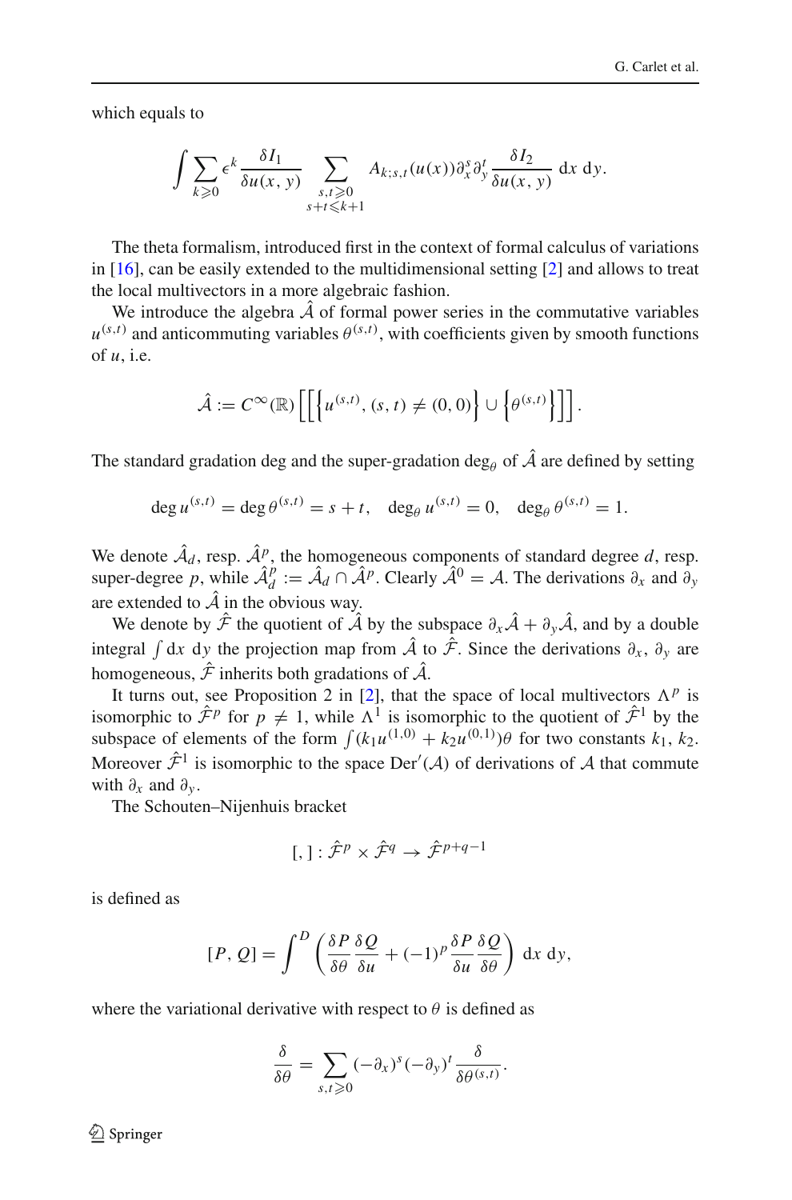which equals to

$$\int \sum_{k\geqslant 0} \epsilon^k \frac{\delta I_1}{\delta u(x,y)} \sum_{\substack{s,t\geqslant 0\\ s+t\leqslant k+1}} A_{k;s,t}(u(x))\partial_x^s \partial_y^t \frac{\delta I_2}{\delta u(x,y)}\, \mathrm{d}x\, \mathrm{d}y.$$

The theta formalism, introduced first in the context of formal calculus of variations in [16], can be easily extended to the multidimensional setting [2] and allows to treat the local multivectors in a more algebraic fashion.

We introduce the algebra $\hat{\mathcal{A}}$ of formal power series in the commutative variables $u^{(s,t)}$ and anticommuting variables $\theta^{(s,t)}$, with coefficients given by smooth functions of $u$, i.e.

$$\hat{\mathcal{A}} := C^\infty(\mathbb{R})\left[\left[\left\{u^{(s,t)}, (s,t)\neq(0,0)\right\} \cup \left\{\theta^{(s,t)}\right\}\right]\right].$$

The standard gradation deg and the super-gradation $\deg_\theta$ of $\hat{\mathcal{A}}$ are defined by setting

$$\deg u^{(s,t)} = \deg \theta^{(s,t)} = s+t, \quad \deg_\theta u^{(s,t)} = 0, \quad \deg_\theta \theta^{(s,t)} = 1.$$

We denote $\hat{\mathcal{A}}_d$, resp. $\hat{\mathcal{A}}^p$, the homogeneous components of standard degree $d$, resp. super-degree $p$, while $\hat{\mathcal{A}}_d^p := \hat{\mathcal{A}}_d \cap \hat{\mathcal{A}}^p$. Clearly $\hat{\mathcal{A}}^0 = \mathcal{A}$. The derivations $\partial_x$ and $\partial_y$ are extended to $\hat{\mathcal{A}}$ in the obvious way.

We denote by $\hat{\mathcal{F}}$ the quotient of $\hat{\mathcal{A}}$ by the subspace $\partial_x \hat{\mathcal{A}} + \partial_y \hat{\mathcal{A}}$, and by a double integral $\int \mathrm{d}x\, \mathrm{d}y$ the projection map from $\hat{\mathcal{A}}$ to $\hat{\mathcal{F}}$. Since the derivations $\partial_x$, $\partial_y$ are homogeneous, $\hat{\mathcal{F}}$ inherits both gradations of $\hat{\mathcal{A}}$.

It turns out, see Proposition 2 in [2], that the space of local multivectors $\Lambda^p$ is isomorphic to $\hat{\mathcal{F}}^p$ for $p \neq 1$, while $\Lambda^1$ is isomorphic to the quotient of $\hat{\mathcal{F}}^1$ by the subspace of elements of the form $\int (k_1 u^{(1,0)} + k_2 u^{(0,1)})\theta$ for two constants $k_1, k_2$. Moreover $\hat{\mathcal{F}}^1$ is isomorphic to the space $\mathrm{Der}'(\mathcal{A})$ of derivations of $\mathcal{A}$ that commute with $\partial_x$ and $\partial_y$.

The Schouten–Nijenhuis bracket

$$[\,,\,] : \hat{\mathcal{F}}^p \times \hat{\mathcal{F}}^q \to \hat{\mathcal{F}}^{p+q-1}$$

is defined as

$$[P, Q] = \int^D \left( \frac{\delta P}{\delta \theta} \frac{\delta Q}{\delta u} + (-1)^p \frac{\delta P}{\delta u} \frac{\delta Q}{\delta \theta} \right) \mathrm{d}x\, \mathrm{d}y,$$

where the variational derivative with respect to $\theta$ is defined as

$$\frac{\delta}{\delta \theta} = \sum_{s,t\geqslant 0} (-\partial_x)^s (-\partial_y)^t \frac{\delta}{\delta \theta^{(s,t)}}.$$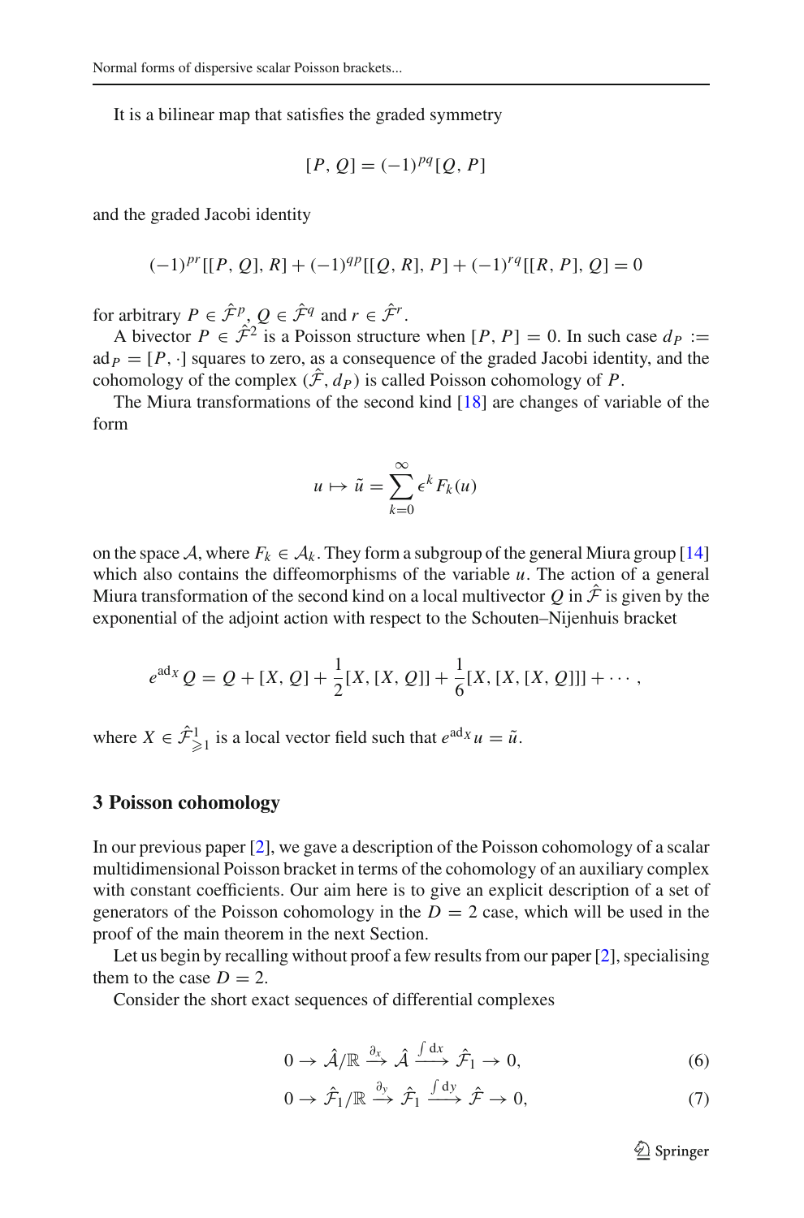It is a bilinear map that satisfies the graded symmetry

$$[P, Q] = (-1)^{pq}[Q, P]$$

and the graded Jacobi identity

$$(-1)^{pr}[[P, Q], R] + (-1)^{qp}[[Q, R], P] + (-1)^{rq}[[R, P], Q] = 0$$

for arbitrary $P \in \hat{\mathcal{F}}^p$, $Q \in \hat{\mathcal{F}}^q$ and $r \in \hat{\mathcal{F}}^r$.

A bivector $P \in \hat{\mathcal{F}}^2$ is a Poisson structure when $[P, P] = 0$. In such case $d_P := \mathrm{ad}_P = [P, \cdot]$ squares to zero, as a consequence of the graded Jacobi identity, and the cohomology of the complex $(\hat{\mathcal{F}}, d_P)$ is called Poisson cohomology of $P$.

The Miura transformations of the second kind [18] are changes of variable of the form

$$u \mapsto \tilde{u} = \sum_{k=0}^{\infty} \epsilon^k F_k(u)$$

on the space $\mathcal{A}$, where $F_k \in \mathcal{A}_k$. They form a subgroup of the general Miura group [14] which also contains the diffeomorphisms of the variable $u$. The action of a general Miura transformation of the second kind on a local multivector $Q$ in $\hat{\mathcal{F}}$ is given by the exponential of the adjoint action with respect to the Schouten–Nijenhuis bracket

$$e^{\mathrm{ad}_X} Q = Q + [X, Q] + \frac{1}{2}[X, [X, Q]] + \frac{1}{6}[X, [X, [X, Q]]] + \cdots,$$

where $X \in \hat{\mathcal{F}}^1_{\geqslant 1}$ is a local vector field such that $e^{\mathrm{ad}_X} u = \tilde{u}$.

## 3 Poisson cohomology

In our previous paper [2], we gave a description of the Poisson cohomology of a scalar multidimensional Poisson bracket in terms of the cohomology of an auxiliary complex with constant coefficients. Our aim here is to give an explicit description of a set of generators of the Poisson cohomology in the $D = 2$ case, which will be used in the proof of the main theorem in the next Section.

Let us begin by recalling without proof a few results from our paper [2], specialising them to the case $D = 2$.

Consider the short exact sequences of differential complexes

$$0 \to \hat{\mathcal{A}}/\mathbb{R} \xrightarrow{\partial_x} \hat{\mathcal{A}} \xrightarrow{\int \mathrm{d}x} \hat{\mathcal{F}}_1 \to 0, \tag{6}$$

$$0 \to \hat{\mathcal{F}}_1/\mathbb{R} \xrightarrow{\partial_y} \hat{\mathcal{F}}_1 \xrightarrow{\int \mathrm{d}y} \hat{\mathcal{F}} \to 0, \tag{7}$$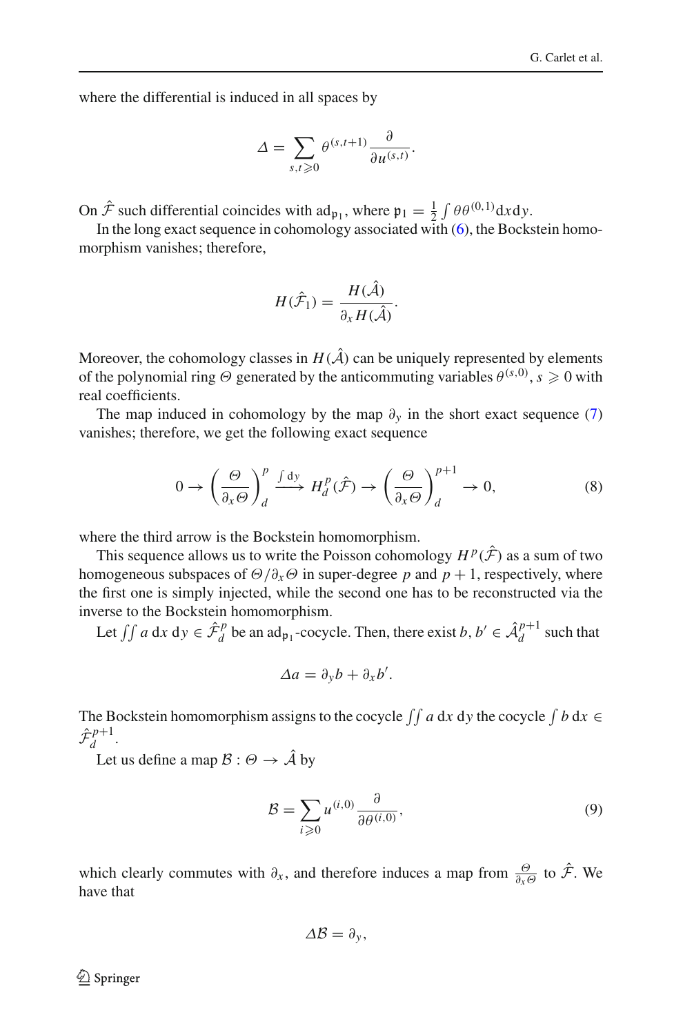where the differential is induced in all spaces by

$$\Delta = \sum_{s,t\geqslant 0} \theta^{(s,t+1)} \frac{\partial}{\partial u^{(s,t)}}.$$

On $\hat{\mathcal{F}}$ such differential coincides with $\mathrm{ad}_{\mathfrak{p}_1}$, where $\mathfrak{p}_1 = \frac{1}{2}\int \theta\theta^{(0,1)}\mathrm{d}x\mathrm{d}y$.

In the long exact sequence in cohomology associated with (6), the Bockstein homomorphism vanishes; therefore,

$$H(\hat{\mathcal{F}}_1) = \frac{H(\hat{\mathcal{A}})}{\partial_x H(\hat{\mathcal{A}})}.$$

Moreover, the cohomology classes in $H(\hat{\mathcal{A}})$ can be uniquely represented by elements of the polynomial ring $\Theta$ generated by the anticommuting variables $\theta^{(s,0)}$, $s \geqslant 0$ with real coefficients.

The map induced in cohomology by the map $\partial_y$ in the short exact sequence (7) vanishes; therefore, we get the following exact sequence

$$0 \to \left(\frac{\Theta}{\partial_x \Theta}\right)^p_d \xrightarrow{\int \mathrm{d}y} H^p_d(\hat{\mathcal{F}}) \to \left(\frac{\Theta}{\partial_x \Theta}\right)^{p+1}_d \to 0, \tag{8}$$

where the third arrow is the Bockstein homomorphism.

This sequence allows us to write the Poisson cohomology $H^p(\hat{\mathcal{F}})$ as a sum of two homogeneous subspaces of $\Theta/\partial_x\Theta$ in super-degree $p$ and $p+1$, respectively, where the first one is simply injected, while the second one has to be reconstructed via the inverse to the Bockstein homomorphism.

Let $\iint a \,\mathrm{d}x\,\mathrm{d}y \in \hat{\mathcal{F}}^p_d$ be an $\mathrm{ad}_{\mathfrak{p}_1}$-cocycle. Then, there exist $b, b' \in \hat{\mathcal{A}}^{p+1}_d$ such that

$$\Delta a = \partial_y b + \partial_x b'.$$

The Bockstein homomorphism assigns to the cocycle $\iint a \,\mathrm{d}x\,\mathrm{d}y$ the cocycle $\int b \,\mathrm{d}x \in \hat{\mathcal{F}}^{p+1}_d$.

Let us define a map $\mathcal{B} : \Theta \to \hat{\mathcal{A}}$ by

$$\mathcal{B} = \sum_{i\geqslant 0} u^{(i,0)} \frac{\partial}{\partial \theta^{(i,0)}}, \tag{9}$$

which clearly commutes with $\partial_x$, and therefore induces a map from $\frac{\Theta}{\partial_x\Theta}$ to $\hat{\mathcal{F}}$. We have that

$$\Delta\mathcal{B} = \partial_y,$$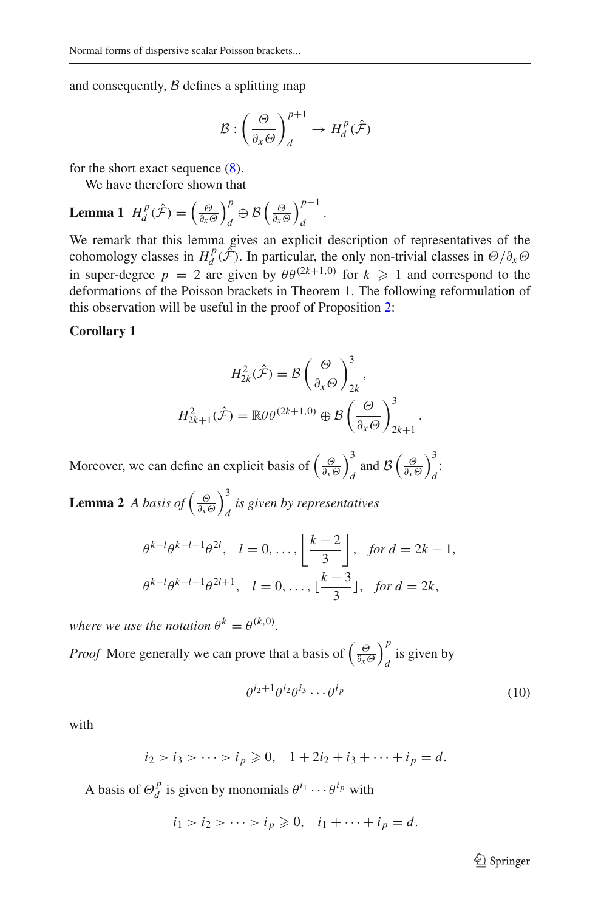and consequently, $\mathcal{B}$ defines a splitting map

$$\mathcal{B} : \left(\frac{\Theta}{\partial_x \Theta}\right)^{p+1}_d \to H^p_d(\hat{\mathcal{F}})$$

for the short exact sequence (8).

We have therefore shown that

**Lemma 1** $H^p_d(\hat{\mathcal{F}}) = \left(\frac{\Theta}{\partial_x \Theta}\right)^p_d \oplus \mathcal{B}\left(\frac{\Theta}{\partial_x \Theta}\right)^{p+1}_d$.

We remark that this lemma gives an explicit description of representatives of the cohomology classes in $H^p_d(\hat{\mathcal{F}})$. In particular, the only non-trivial classes in $\Theta/\partial_x\Theta$ in super-degree $p = 2$ are given by $\theta\theta^{(2k+1,0)}$ for $k \geqslant 1$ and correspond to the deformations of the Poisson brackets in Theorem 1. The following reformulation of this observation will be useful in the proof of Proposition 2:

**Corollary 1**

$$H^2_{2k}(\hat{\mathcal{F}}) = \mathcal{B}\left(\frac{\Theta}{\partial_x \Theta}\right)^3_{2k},$$
$$H^2_{2k+1}(\hat{\mathcal{F}}) = \mathbb{R}\theta\theta^{(2k+1,0)} \oplus \mathcal{B}\left(\frac{\Theta}{\partial_x \Theta}\right)^3_{2k+1}.$$

Moreover, we can define an explicit basis of $\left(\frac{\Theta}{\partial_x \Theta}\right)^3_d$ and $\mathcal{B}\left(\frac{\Theta}{\partial_x \Theta}\right)^3_d$:

**Lemma 2** *A basis of* $\left(\frac{\Theta}{\partial_x \Theta}\right)^3_d$ *is given by representatives*

$$\theta^{k-l}\theta^{k-l-1}\theta^{2l}, \quad l = 0, \ldots, \left\lfloor \frac{k-2}{3} \right\rfloor, \quad \textit{for } d = 2k-1,$$
$$\theta^{k-l}\theta^{k-l-1}\theta^{2l+1}, \quad l = 0, \ldots, \left\lfloor \frac{k-3}{3} \right\rfloor, \quad \textit{for } d = 2k,$$

*where we use the notation* $\theta^k = \theta^{(k,0)}$.

*Proof* More generally we can prove that a basis of $\left(\frac{\Theta}{\partial_x \Theta}\right)^p_d$ is given by

$$\theta^{i_2+1}\theta^{i_2}\theta^{i_3}\cdots\theta^{i_p} \tag{10}$$

with

$$i_2 > i_3 > \cdots > i_p \geqslant 0, \quad 1 + 2i_2 + i_3 + \cdots + i_p = d.$$

A basis of $\Theta^p_d$ is given by monomials $\theta^{i_1}\cdots\theta^{i_p}$ with

$$i_1 > i_2 > \cdots > i_p \geqslant 0, \quad i_1 + \cdots + i_p = d.$$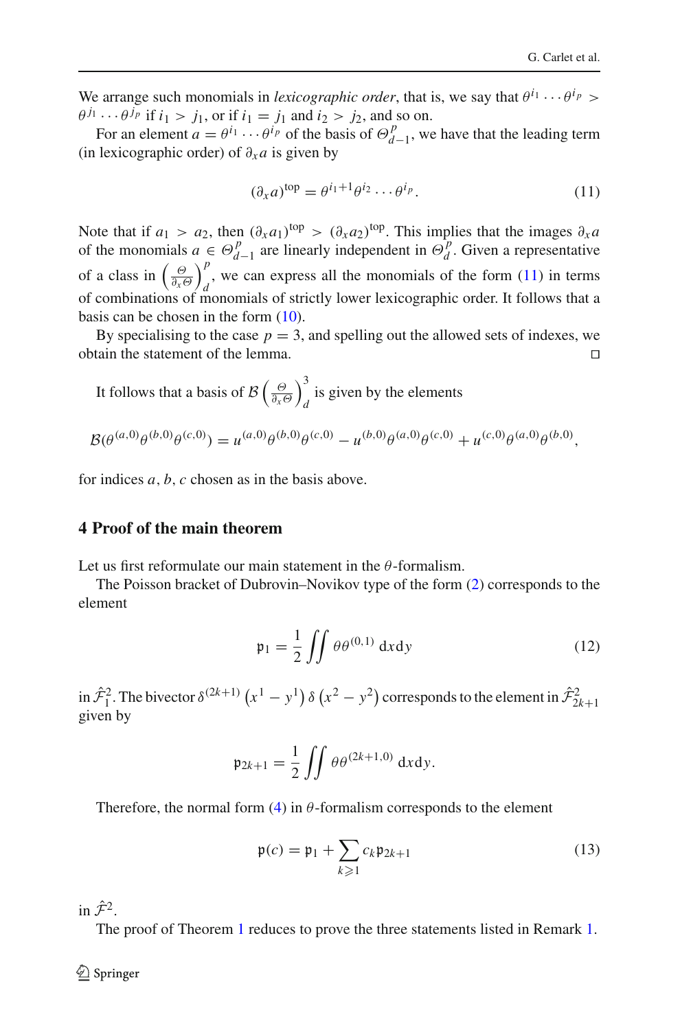We arrange such monomials in *lexicographic order*, that is, we say that $\theta^{i_1}\cdots\theta^{i_p} > \theta^{j_1}\cdots\theta^{j_p}$ if $i_1 > j_1$, or if $i_1 = j_1$ and $i_2 > j_2$, and so on.

For an element $a = \theta^{i_1}\cdots\theta^{i_p}$ of the basis of $\Theta^p_{d-1}$, we have that the leading term (in lexicographic order) of $\partial_x a$ is given by

$$(\partial_x a)^{\text{top}} = \theta^{i_1+1}\theta^{i_2}\cdots\theta^{i_p}. \tag{11}$$

Note that if $a_1 > a_2$, then $(\partial_x a_1)^{\text{top}} > (\partial_x a_2)^{\text{top}}$. This implies that the images $\partial_x a$ of the monomials $a \in \Theta^p_{d-1}$ are linearly independent in $\Theta^p_d$. Given a representative of a class in $\left(\frac{\Theta}{\partial_x\Theta}\right)^p_d$, we can express all the monomials of the form (11) in terms of combinations of monomials of strictly lower lexicographic order. It follows that a basis can be chosen in the form (10).

By specialising to the case $p = 3$, and spelling out the allowed sets of indexes, we obtain the statement of the lemma. □

It follows that a basis of $\mathcal{B}\left(\frac{\Theta}{\partial_x\Theta}\right)^3_d$ is given by the elements

$$\mathcal{B}(\theta^{(a,0)}\theta^{(b,0)}\theta^{(c,0)}) = u^{(a,0)}\theta^{(b,0)}\theta^{(c,0)} - u^{(b,0)}\theta^{(a,0)}\theta^{(c,0)} + u^{(c,0)}\theta^{(a,0)}\theta^{(b,0)},$$

for indices $a, b, c$ chosen as in the basis above.

## 4 Proof of the main theorem

Let us first reformulate our main statement in the $\theta$-formalism.

The Poisson bracket of Dubrovin–Novikov type of the form (2) corresponds to the element

$$\mathfrak{p}_1 = \frac{1}{2}\iint \theta\theta^{(0,1)}\,\mathrm{d}x\mathrm{d}y \tag{12}$$

in $\hat{\mathcal{F}}^2_1$. The bivector $\delta^{(2k+1)}\left(x^1 - y^1\right)\delta\left(x^2 - y^2\right)$ corresponds to the element in $\hat{\mathcal{F}}^2_{2k+1}$ given by

$$\mathfrak{p}_{2k+1} = \frac{1}{2}\iint \theta\theta^{(2k+1,0)}\,\mathrm{d}x\mathrm{d}y.$$

Therefore, the normal form (4) in $\theta$-formalism corresponds to the element

$$\mathfrak{p}(c) = \mathfrak{p}_1 + \sum_{k\geqslant 1} c_k\mathfrak{p}_{2k+1} \tag{13}$$

in $\hat{\mathcal{F}}^2$.

The proof of Theorem 1 reduces to prove the three statements listed in Remark 1.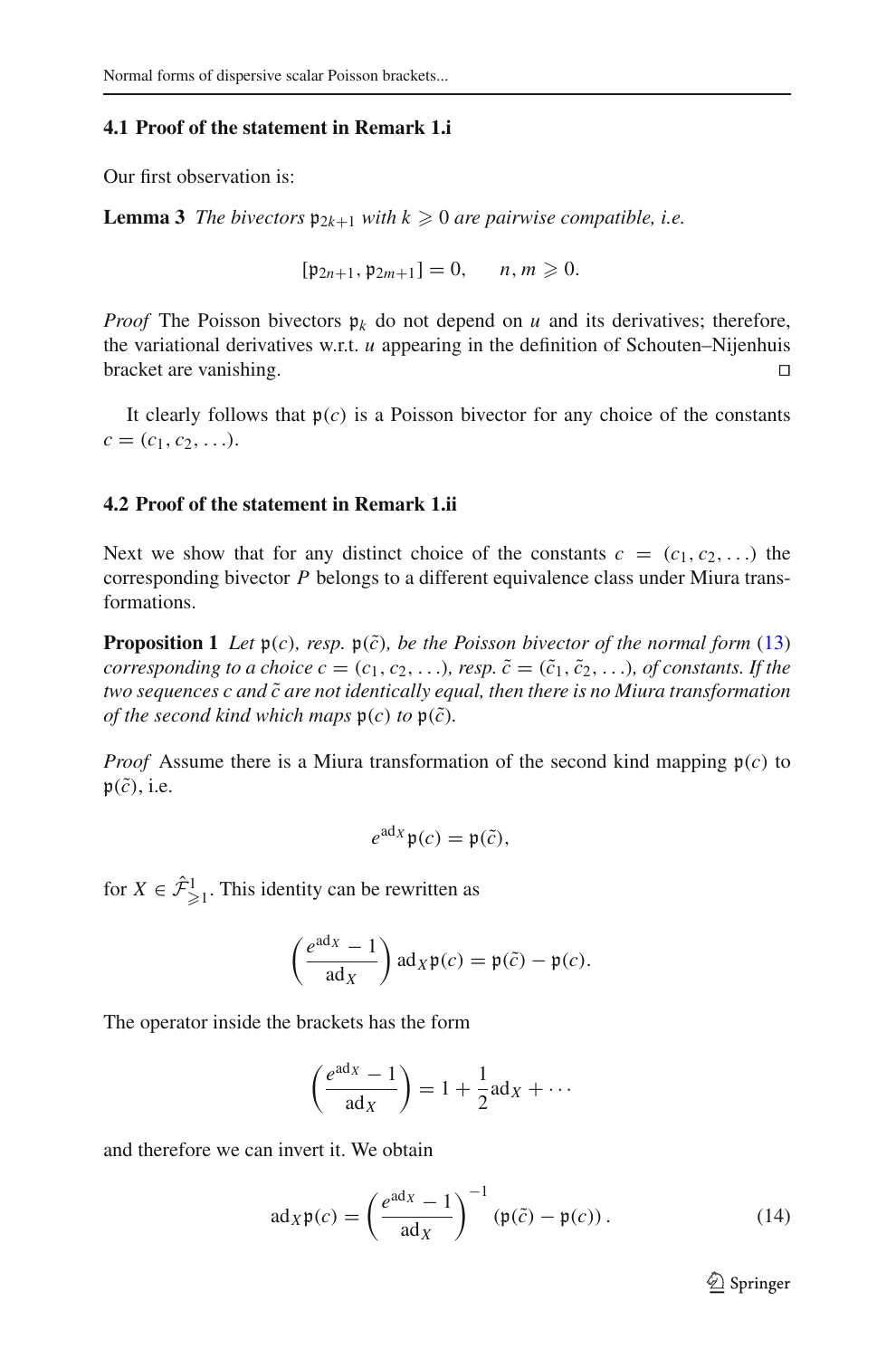### 4.1 Proof of the statement in Remark 1.i

Our first observation is:

**Lemma 3** *The bivectors $\mathfrak{p}_{2k+1}$ with $k \geqslant 0$ are pairwise compatible, i.e.*

$$[\mathfrak{p}_{2n+1}, \mathfrak{p}_{2m+1}] = 0, \qquad n, m \geqslant 0.$$

*Proof* The Poisson bivectors $\mathfrak{p}_k$ do not depend on $u$ and its derivatives; therefore, the variational derivatives w.r.t. $u$ appearing in the definition of Schouten–Nijenhuis bracket are vanishing. □

It clearly follows that $\mathfrak{p}(c)$ is a Poisson bivector for any choice of the constants $c = (c_1, c_2, \ldots)$.

### 4.2 Proof of the statement in Remark 1.ii

Next we show that for any distinct choice of the constants $c = (c_1, c_2, \ldots)$ the corresponding bivector $P$ belongs to a different equivalence class under Miura transformations.

**Proposition 1** *Let $\mathfrak{p}(c)$, resp. $\mathfrak{p}(\tilde{c})$, be the Poisson bivector of the normal form (13) corresponding to a choice $c = (c_1, c_2, \ldots)$, resp. $\tilde{c} = (\tilde{c}_1, \tilde{c}_2, \ldots)$, of constants. If the two sequences $c$ and $\tilde{c}$ are not identically equal, then there is no Miura transformation of the second kind which maps $\mathfrak{p}(c)$ to $\mathfrak{p}(\tilde{c})$.*

*Proof* Assume there is a Miura transformation of the second kind mapping $\mathfrak{p}(c)$ to $\mathfrak{p}(\tilde{c})$, i.e.

$$e^{\mathrm{ad}_X} \mathfrak{p}(c) = \mathfrak{p}(\tilde{c}),$$

for $X \in \hat{\mathcal{F}}^1_{\geqslant 1}$. This identity can be rewritten as

$$\left( \frac{e^{\mathrm{ad}_X} - 1}{\mathrm{ad}_X} \right) \mathrm{ad}_X \mathfrak{p}(c) = \mathfrak{p}(\tilde{c}) - \mathfrak{p}(c).$$

The operator inside the brackets has the form

$$\left( \frac{e^{\mathrm{ad}_X} - 1}{\mathrm{ad}_X} \right) = 1 + \frac{1}{2} \mathrm{ad}_X + \cdots$$

and therefore we can invert it. We obtain

$$\mathrm{ad}_X \mathfrak{p}(c) = \left( \frac{e^{\mathrm{ad}_X} - 1}{\mathrm{ad}_X} \right)^{-1} \left( \mathfrak{p}(\tilde{c}) - \mathfrak{p}(c) \right). \tag{14}$$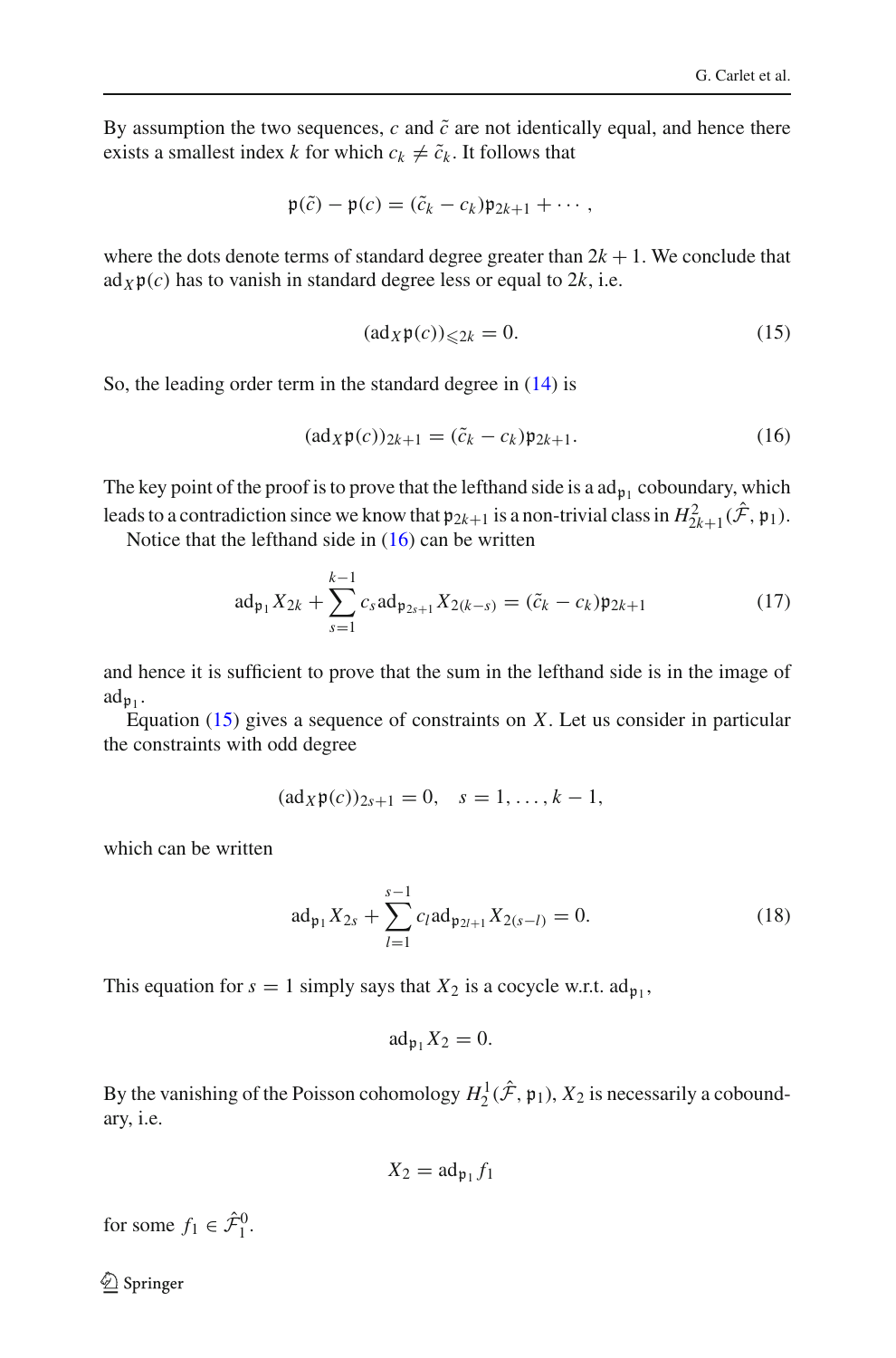By assumption the two sequences, $c$ and $\tilde{c}$ are not identically equal, and hence there exists a smallest index $k$ for which $c_k \neq \tilde{c}_k$. It follows that

$$\mathfrak{p}(\tilde{c}) - \mathfrak{p}(c) = (\tilde{c}_k - c_k)\mathfrak{p}_{2k+1} + \cdots ,$$

where the dots denote terms of standard degree greater than $2k+1$. We conclude that $\mathrm{ad}_X \mathfrak{p}(c)$ has to vanish in standard degree less or equal to $2k$, i.e.

$$(\mathrm{ad}_X \mathfrak{p}(c))_{\leqslant 2k} = 0. \tag{15}$$

So, the leading order term in the standard degree in (14) is

$$(\mathrm{ad}_X \mathfrak{p}(c))_{2k+1} = (\tilde{c}_k - c_k)\mathfrak{p}_{2k+1}. \tag{16}$$

The key point of the proof is to prove that the lefthand side is a $\mathrm{ad}_{\mathfrak{p}_1}$ coboundary, which leads to a contradiction since we know that $\mathfrak{p}_{2k+1}$ is a non-trivial class in $H^2_{2k+1}(\hat{\mathcal{F}}, \mathfrak{p}_1)$.

Notice that the lefthand side in (16) can be written

$$\mathrm{ad}_{\mathfrak{p}_1} X_{2k} + \sum_{s=1}^{k-1} c_s \mathrm{ad}_{\mathfrak{p}_{2s+1}} X_{2(k-s)} = (\tilde{c}_k - c_k)\mathfrak{p}_{2k+1} \tag{17}$$

and hence it is sufficient to prove that the sum in the lefthand side is in the image of $\mathrm{ad}_{\mathfrak{p}_1}$.

Equation (15) gives a sequence of constraints on $X$. Let us consider in particular the constraints with odd degree

$$(\mathrm{ad}_X \mathfrak{p}(c))_{2s+1} = 0, \quad s = 1, \ldots, k-1,$$

which can be written

$$\mathrm{ad}_{\mathfrak{p}_1} X_{2s} + \sum_{l=1}^{s-1} c_l \mathrm{ad}_{\mathfrak{p}_{2l+1}} X_{2(s-l)} = 0. \tag{18}$$

This equation for $s = 1$ simply says that $X_2$ is a cocycle w.r.t. $\mathrm{ad}_{\mathfrak{p}_1}$,

$$\mathrm{ad}_{\mathfrak{p}_1} X_2 = 0.$$

By the vanishing of the Poisson cohomology $H^1_2(\hat{\mathcal{F}}, \mathfrak{p}_1)$, $X_2$ is necessarily a coboundary, i.e.

$$X_2 = \mathrm{ad}_{\mathfrak{p}_1} f_1$$

for some $f_1 \in \hat{\mathcal{F}}^0_1$.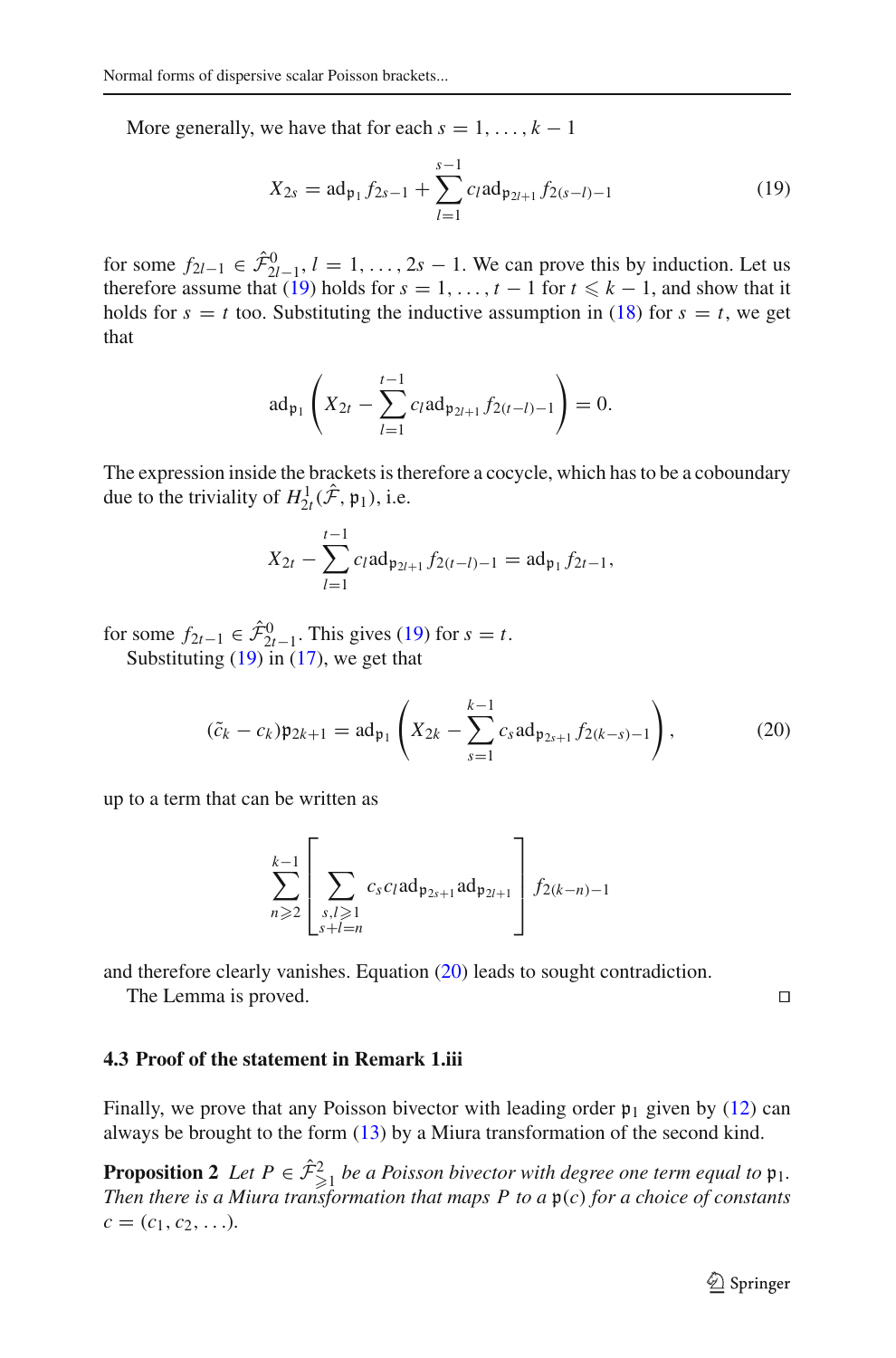More generally, we have that for each $s = 1, \ldots, k-1$

$$X_{2s} = \mathrm{ad}_{\mathfrak{p}_1} f_{2s-1} + \sum_{l=1}^{s-1} c_l \mathrm{ad}_{\mathfrak{p}_{2l+1}} f_{2(s-l)-1} \tag{19}$$

for some $f_{2l-1} \in \hat{\mathcal{F}}^0_{2l-1}$, $l = 1, \ldots, 2s-1$. We can prove this by induction. Let us therefore assume that (19) holds for $s = 1, \ldots, t-1$ for $t \leqslant k-1$, and show that it holds for $s = t$ too. Substituting the inductive assumption in (18) for $s = t$, we get that

$$\mathrm{ad}_{\mathfrak{p}_1} \left( X_{2t} - \sum_{l=1}^{t-1} c_l \mathrm{ad}_{\mathfrak{p}_{2l+1}} f_{2(t-l)-1} \right) = 0.$$

The expression inside the brackets is therefore a cocycle, which has to be a coboundary due to the triviality of $H^1_{2t}(\hat{\mathcal{F}}, \mathfrak{p}_1)$, i.e.

$$X_{2t} - \sum_{l=1}^{t-1} c_l \mathrm{ad}_{\mathfrak{p}_{2l+1}} f_{2(t-l)-1} = \mathrm{ad}_{\mathfrak{p}_1} f_{2t-1},$$

for some $f_{2t-1} \in \hat{\mathcal{F}}^0_{2t-1}$. This gives (19) for $s = t$.

Substituting (19) in (17), we get that

$$(\tilde{c}_k - c_k)\mathfrak{p}_{2k+1} = \mathrm{ad}_{\mathfrak{p}_1} \left( X_{2k} - \sum_{s=1}^{k-1} c_s \mathrm{ad}_{\mathfrak{p}_{2s+1}} f_{2(k-s)-1} \right), \tag{20}$$

up to a term that can be written as

$$\sum_{n \geqslant 2}^{k-1} \left[ \sum_{\substack{s,l \geqslant 1 \\ s+l=n}} c_s c_l \mathrm{ad}_{\mathfrak{p}_{2s+1}} \mathrm{ad}_{\mathfrak{p}_{2l+1}} \right] f_{2(k-n)-1}$$

and therefore clearly vanishes. Equation (20) leads to sought contradiction.

The Lemma is proved. □

### 4.3 Proof of the statement in Remark 1.iii

Finally, we prove that any Poisson bivector with leading order $\mathfrak{p}_1$ given by (12) can always be brought to the form (13) by a Miura transformation of the second kind.

**Proposition 2** *Let $P \in \hat{\mathcal{F}}^2_{\geqslant 1}$ be a Poisson bivector with degree one term equal to $\mathfrak{p}_1$. Then there is a Miura transformation that maps $P$ to a $\mathfrak{p}(c)$ for a choice of constants $c = (c_1, c_2, \ldots)$.*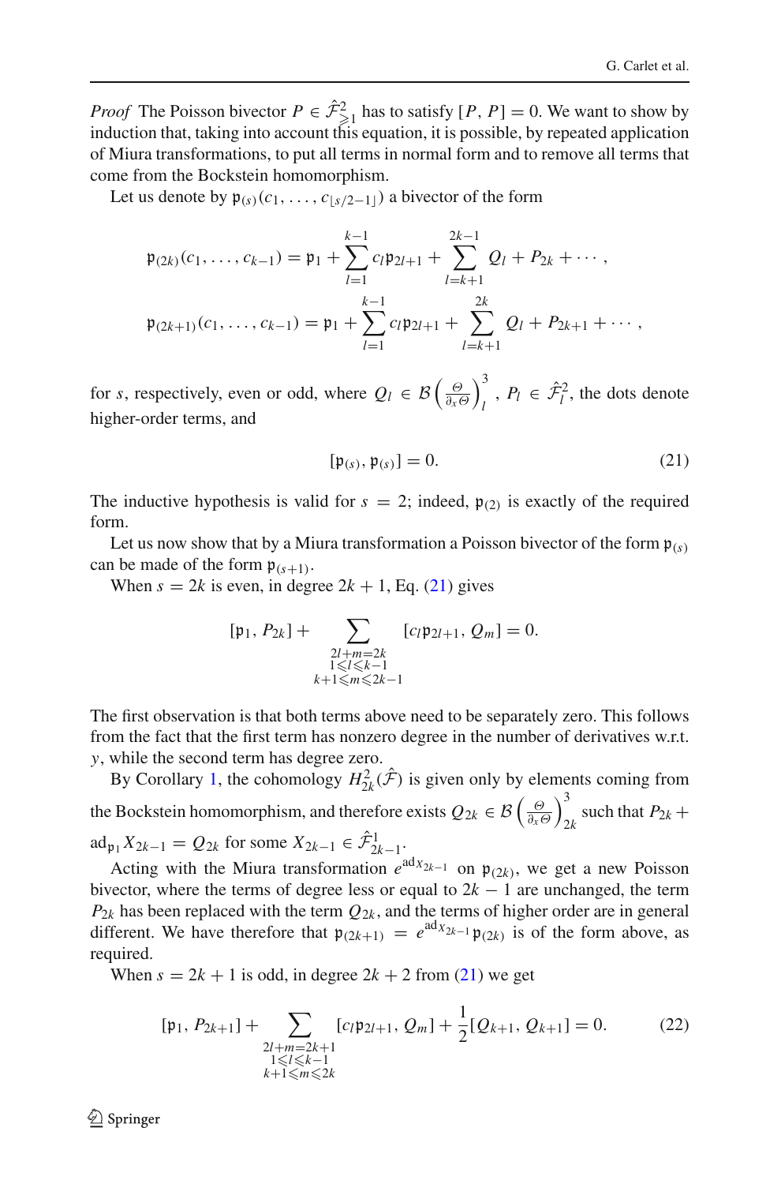*Proof* The Poisson bivector $P \in \hat{\mathcal{F}}^2_{\geq 1}$ has to satisfy $[P, P] = 0$. We want to show by induction that, taking into account this equation, it is possible, by repeated application of Miura transformations, to put all terms in normal form and to remove all terms that come from the Bockstein homomorphism.

Let us denote by $\mathfrak{p}_{(s)}(c_1, \ldots, c_{\lfloor s/2-1 \rfloor})$ a bivector of the form

$$
\mathfrak{p}_{(2k)}(c_1, \ldots, c_{k-1}) = \mathfrak{p}_1 + \sum_{l=1}^{k-1} c_l \mathfrak{p}_{2l+1} + \sum_{l=k+1}^{2k-1} Q_l + P_{2k} + \cdots ,
$$

$$
\mathfrak{p}_{(2k+1)}(c_1, \ldots, c_{k-1}) = \mathfrak{p}_1 + \sum_{l=1}^{k-1} c_l \mathfrak{p}_{2l+1} + \sum_{l=k+1}^{2k} Q_l + P_{2k+1} + \cdots ,
$$

for $s$, respectively, even or odd, where $Q_l \in \mathcal{B}\left(\frac{\Theta}{\partial_x \Theta}\right)^3_l$, $P_l \in \hat{\mathcal{F}}^2_l$, the dots denote higher-order terms, and

$$
[\mathfrak{p}_{(s)}, \mathfrak{p}_{(s)}] = 0. \tag{21}
$$

The inductive hypothesis is valid for $s = 2$; indeed, $\mathfrak{p}_{(2)}$ is exactly of the required form.

Let us now show that by a Miura transformation a Poisson bivector of the form $\mathfrak{p}_{(s)}$ can be made of the form $\mathfrak{p}_{(s+1)}$.

When $s = 2k$ is even, in degree $2k + 1$, Eq. (21) gives

$$
[\mathfrak{p}_1, P_{2k}] + \sum_{\substack{2l+m=2k \\ 1 \leqslant l \leqslant k-1 \\ k+1 \leqslant m \leqslant 2k-1}} [c_l \mathfrak{p}_{2l+1}, Q_m] = 0.
$$

The first observation is that both terms above need to be separately zero. This follows from the fact that the first term has nonzero degree in the number of derivatives w.r.t. $y$, while the second term has degree zero.

By Corollary 1, the cohomology $H^2_{2k}(\hat{\mathcal{F}})$ is given only by elements coming from the Bockstein homomorphism, and therefore exists $Q_{2k} \in \mathcal{B}\left(\frac{\Theta}{\partial_x \Theta}\right)^3_{2k}$ such that $P_{2k} + \mathrm{ad}_{\mathfrak{p}_1} X_{2k-1} = Q_{2k}$ for some $X_{2k-1} \in \hat{\mathcal{F}}^1_{2k-1}$.

Acting with the Miura transformation $e^{\mathrm{ad}_{X_{2k-1}}}$ on $\mathfrak{p}_{(2k)}$, we get a new Poisson bivector, where the terms of degree less or equal to $2k - 1$ are unchanged, the term $P_{2k}$ has been replaced with the term $Q_{2k}$, and the terms of higher order are in general different. We have therefore that $\mathfrak{p}_{(2k+1)} = e^{\mathrm{ad}_{X_{2k-1}}} \mathfrak{p}_{(2k)}$ is of the form above, as required.

When $s = 2k + 1$ is odd, in degree $2k + 2$ from (21) we get

$$
[\mathfrak{p}_1, P_{2k+1}] + \sum_{\substack{2l+m=2k+1 \\ 1 \leqslant l \leqslant k-1 \\ k+1 \leqslant m \leqslant 2k}} [c_l \mathfrak{p}_{2l+1}, Q_m] + \frac{1}{2}[Q_{k+1}, Q_{k+1}] = 0. \tag{22}
$$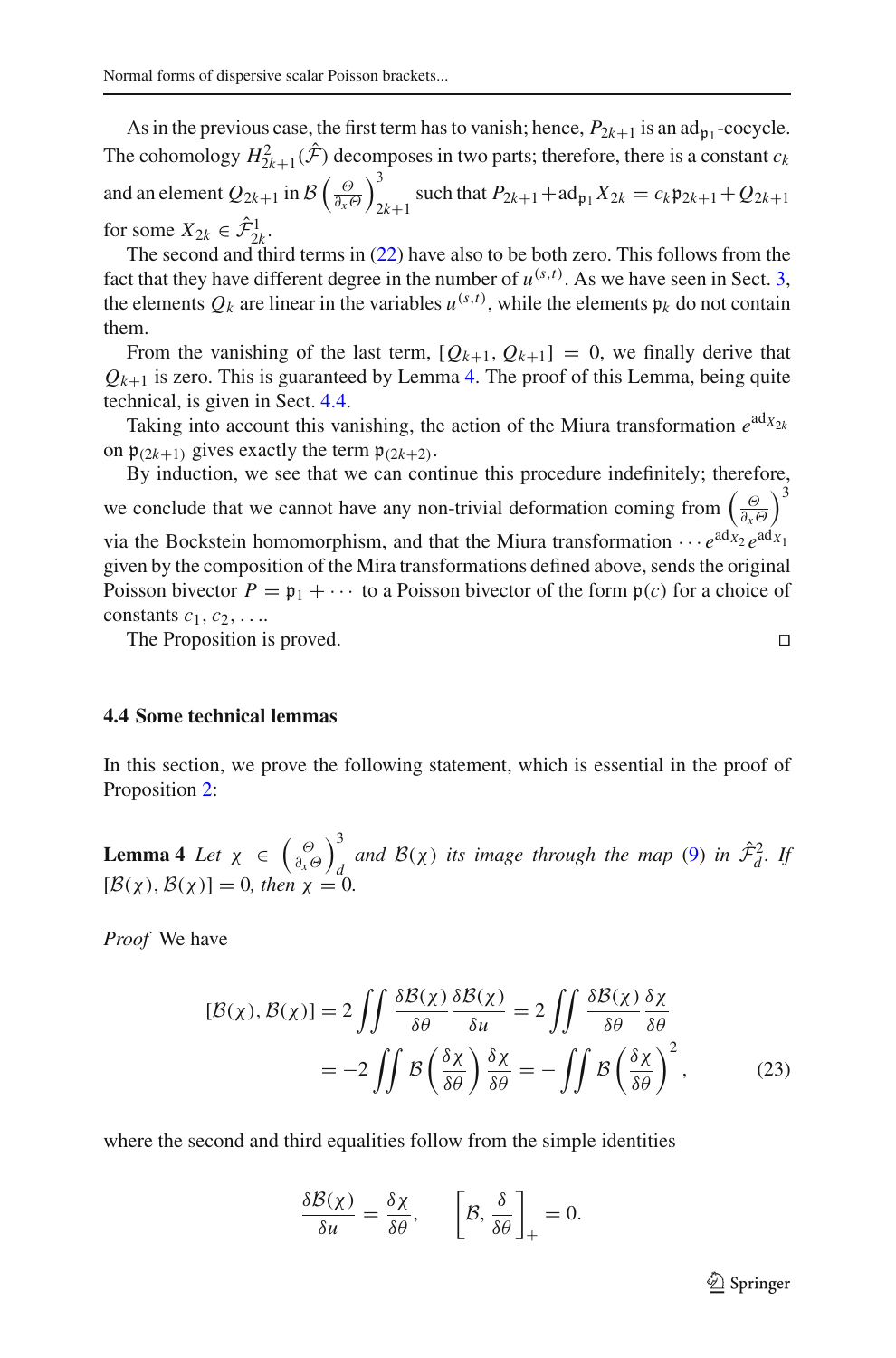As in the previous case, the first term has to vanish; hence, $P_{2k+1}$ is an $\mathrm{ad}_{\mathfrak{p}_1}$-cocycle. The cohomology $H^2_{2k+1}(\hat{\mathcal{F}})$ decomposes in two parts; therefore, there is a constant $c_k$ and an element $Q_{2k+1}$ in $\mathcal{B}\left(\frac{\Theta}{\partial_x \Theta}\right)^3_{2k+1}$ such that $P_{2k+1} + \mathrm{ad}_{\mathfrak{p}_1} X_{2k} = c_k \mathfrak{p}_{2k+1} + Q_{2k+1}$ for some $X_{2k} \in \hat{\mathcal{F}}^1_{2k}$.

The second and third terms in (22) have also to be both zero. This follows from the fact that they have different degree in the number of $u^{(s,t)}$. As we have seen in Sect. 3, the elements $Q_k$ are linear in the variables $u^{(s,t)}$, while the elements $\mathfrak{p}_k$ do not contain them.

From the vanishing of the last term, $[Q_{k+1}, Q_{k+1}] = 0$, we finally derive that $Q_{k+1}$ is zero. This is guaranteed by Lemma 4. The proof of this Lemma, being quite technical, is given in Sect. 4.4.

Taking into account this vanishing, the action of the Miura transformation $e^{\mathrm{ad}_{X_{2k}}}$ on $\mathfrak{p}_{(2k+1)}$ gives exactly the term $\mathfrak{p}_{(2k+2)}$.

By induction, we see that we can continue this procedure indefinitely; therefore, we conclude that we cannot have any non-trivial deformation coming from $\left(\frac{\Theta}{\partial_x \Theta}\right)^3$ via the Bockstein homomorphism, and that the Miura transformation $\cdots e^{\mathrm{ad}_{X_2}} e^{\mathrm{ad}_{X_1}}$ given by the composition of the Mira transformations defined above, sends the original Poisson bivector $P = \mathfrak{p}_1 + \cdots$ to a Poisson bivector of the form $\mathfrak{p}(c)$ for a choice of constants $c_1, c_2, \ldots$.

The Proposition is proved. ◻

### 4.4 Some technical lemmas

In this section, we prove the following statement, which is essential in the proof of Proposition 2:

**Lemma 4** *Let $\chi \in \left(\frac{\Theta}{\partial_x \Theta}\right)^3_d$ and $\mathcal{B}(\chi)$ its image through the map (9) in $\hat{\mathcal{F}}^2_d$. If $[\mathcal{B}(\chi), \mathcal{B}(\chi)] = 0$, then $\chi = 0$.*

*Proof* We have

$$
\begin{aligned}
[\mathcal{B}(\chi), \mathcal{B}(\chi)] &= 2 \iint \frac{\delta \mathcal{B}(\chi)}{\delta \theta} \frac{\delta \mathcal{B}(\chi)}{\delta u} = 2 \iint \frac{\delta \mathcal{B}(\chi)}{\delta \theta} \frac{\delta \chi}{\delta \theta} \\
&= -2 \iint \mathcal{B}\left(\frac{\delta \chi}{\delta \theta}\right) \frac{\delta \chi}{\delta \theta} = - \iint \mathcal{B}\left(\frac{\delta \chi}{\delta \theta}\right)^2,
\end{aligned}
\tag{23}
$$

where the second and third equalities follow from the simple identities

$$
\frac{\delta \mathcal{B}(\chi)}{\delta u} = \frac{\delta \chi}{\delta \theta}, \qquad \left[\mathcal{B}, \frac{\delta}{\delta \theta}\right]_+ = 0.
$$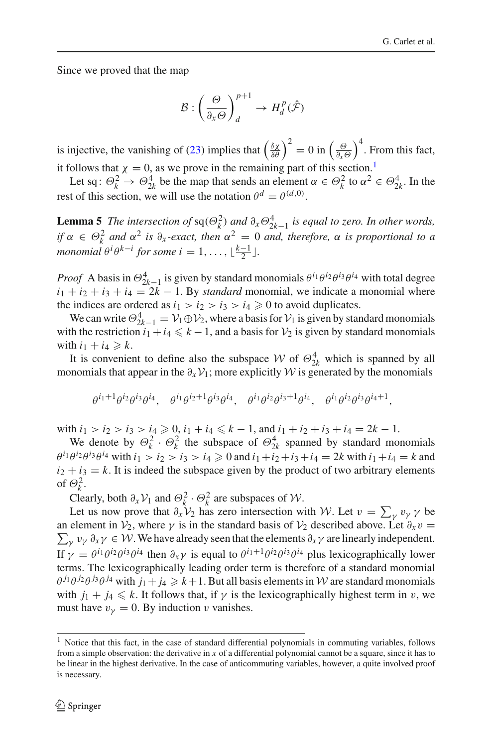Since we proved that the map

$$\mathcal{B}: \left(\frac{\Theta}{\partial_x \Theta}\right)^{p+1}_d \to H^p_d(\hat{\mathcal{F}})$$

is injective, the vanishing of (23) implies that $\left(\frac{\delta \chi}{\delta \theta}\right)^2 = 0$ in $\left(\frac{\Theta}{\partial_x \Theta}\right)^4$. From this fact, it follows that $\chi = 0$, as we prove in the remaining part of this section.[1]

Let $\mathrm{sq}\colon \Theta^2_k \to \Theta^4_{2k}$ be the map that sends an element $\alpha \in \Theta^2_k$ to $\alpha^2 \in \Theta^4_{2k}$. In the rest of this section, we will use the notation $\theta^d = \theta^{(d,0)}$.

**Lemma 5** *The intersection of* $\mathrm{sq}(\Theta^2_k)$ *and* $\partial_x \Theta^4_{2k-1}$ *is equal to zero. In other words, if* $\alpha \in \Theta^2_k$ *and* $\alpha^2$ *is* $\partial_x$*-exact, then* $\alpha^2 = 0$ *and, therefore,* $\alpha$ *is proportional to a monomial* $\theta^i \theta^{k-i}$ *for some* $i = 1, \ldots, \lfloor \frac{k-1}{2} \rfloor$.

*Proof* A basis in $\Theta^4_{2k-1}$ is given by standard monomials $\theta^{i_1}\theta^{i_2}\theta^{i_3}\theta^{i_4}$ with total degree $i_1 + i_2 + i_3 + i_4 = 2k - 1$. By *standard* monomial, we indicate a monomial where the indices are ordered as $i_1 > i_2 > i_3 > i_4 \geqslant 0$ to avoid duplicates.

We can write $\Theta^4_{2k-1} = \mathcal{V}_1 \oplus \mathcal{V}_2$, where a basis for $\mathcal{V}_1$ is given by standard monomials with the restriction $i_1 + i_4 \leqslant k - 1$, and a basis for $\mathcal{V}_2$ is given by standard monomials with $i_1 + i_4 \geqslant k$.

It is convenient to define also the subspace $\mathcal{W}$ of $\Theta^4_{2k}$ which is spanned by all monomials that appear in the $\partial_x \mathcal{V}_1$; more explicitly $\mathcal{W}$ is generated by the monomials

$$\theta^{i_1+1}\theta^{i_2}\theta^{i_3}\theta^{i_4}, \quad \theta^{i_1}\theta^{i_2+1}\theta^{i_3}\theta^{i_4}, \quad \theta^{i_1}\theta^{i_2}\theta^{i_3+1}\theta^{i_4}, \quad \theta^{i_1}\theta^{i_2}\theta^{i_3}\theta^{i_4+1},$$

with $i_1 > i_2 > i_3 > i_4 \geqslant 0$, $i_1 + i_4 \leqslant k - 1$, and $i_1 + i_2 + i_3 + i_4 = 2k - 1$.

We denote by $\Theta^2_k \cdot \Theta^2_k$ the subspace of $\Theta^4_{2k}$ spanned by standard monomials $\theta^{i_1}\theta^{i_2}\theta^{i_3}\theta^{i_4}$ with $i_1 > i_2 > i_3 > i_4 \geqslant 0$ and $i_1 + i_2 + i_3 + i_4 = 2k$ with $i_1 + i_4 = k$ and $i_2 + i_3 = k$. It is indeed the subspace given by the product of two arbitrary elements of $\Theta^2_k$.

Clearly, both $\partial_x \mathcal{V}_1$ and $\Theta^2_k \cdot \Theta^2_k$ are subspaces of $\mathcal{W}$.

Let us now prove that $\partial_x \mathcal{V}_2$ has zero intersection with $\mathcal{W}$. Let $v = \sum_\gamma v_\gamma \, \gamma$ be an element in $\mathcal{V}_2$, where $\gamma$ is in the standard basis of $\mathcal{V}_2$ described above. Let $\partial_x v = \sum_\gamma v_\gamma \, \partial_x \gamma \in \mathcal{W}$. We have already seen that the elements $\partial_x \gamma$ are linearly independent. If $\gamma = \theta^{i_1}\theta^{i_2}\theta^{i_3}\theta^{i_4}$ then $\partial_x \gamma$ is equal to $\theta^{i_1+1}\theta^{i_2}\theta^{i_3}\theta^{i_4}$ plus lexicographically lower terms. The lexicographically leading order term is therefore of a standard monomial $\theta^{j_1}\theta^{j_2}\theta^{j_3}\theta^{j_4}$ with $j_1 + j_4 \geqslant k+1$. But all basis elements in $\mathcal{W}$ are standard monomials with $j_1 + j_4 \leqslant k$. It follows that, if $\gamma$ is the lexicographically highest term in $v$, we must have $v_\gamma = 0$. By induction $v$ vanishes.

---

[1] Notice that this fact, in the case of standard differential polynomials in commuting variables, follows from a simple observation: the derivative in $x$ of a differential polynomial cannot be a square, since it has to be linear in the highest derivative. In the case of anticommuting variables, however, a quite involved proof is necessary.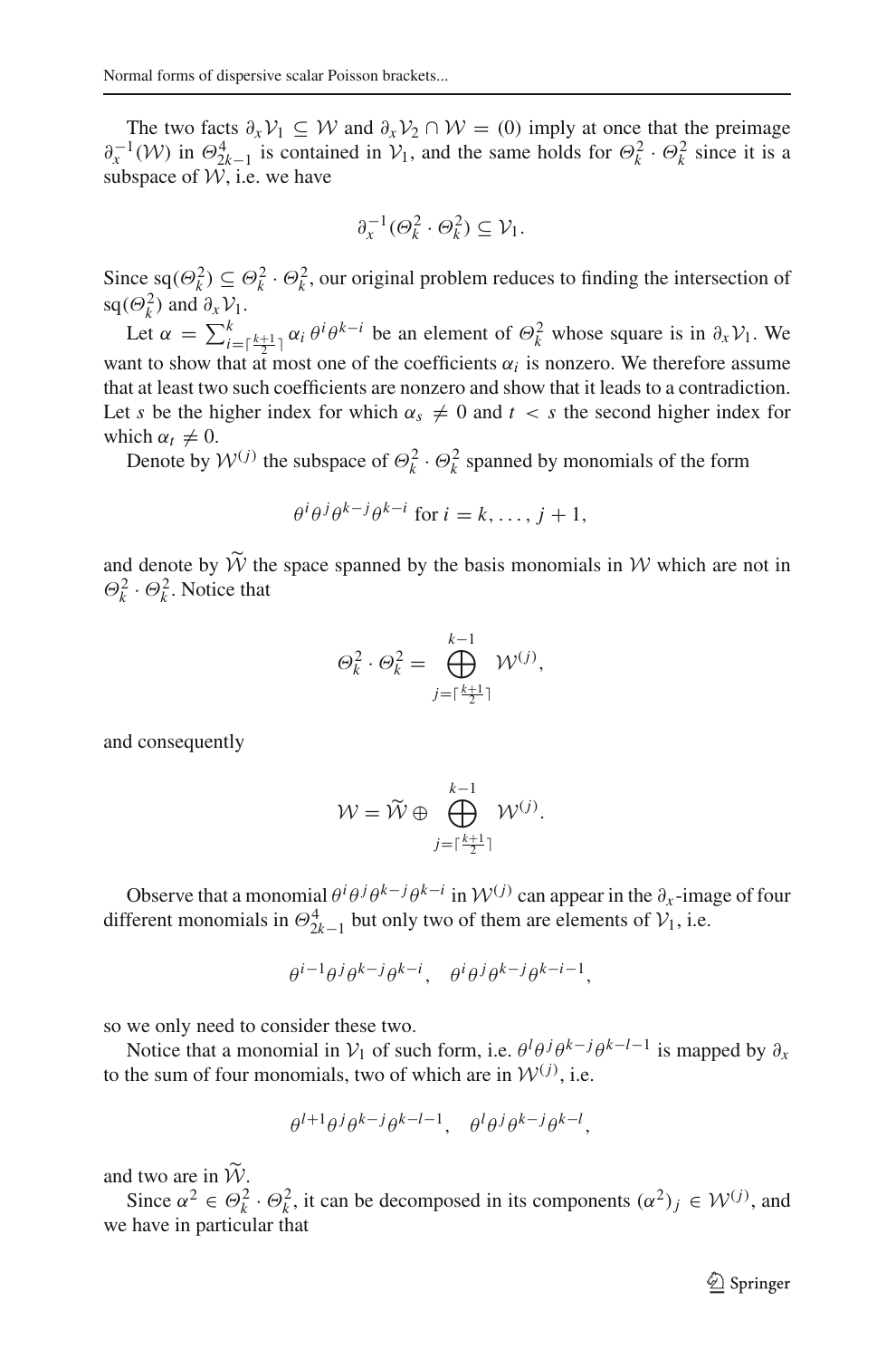The two facts $\partial_x \mathcal{V}_1 \subseteq \mathcal{W}$ and $\partial_x \mathcal{V}_2 \cap \mathcal{W} = (0)$ imply at once that the preimage $\partial_x^{-1}(\mathcal{W})$ in $\Theta^4_{2k-1}$ is contained in $\mathcal{V}_1$, and the same holds for $\Theta^2_k \cdot \Theta^2_k$ since it is a subspace of $\mathcal{W}$, i.e. we have

$$\partial_x^{-1}(\Theta^2_k \cdot \Theta^2_k) \subseteq \mathcal{V}_1.$$

Since $\mathrm{sq}(\Theta^2_k) \subseteq \Theta^2_k \cdot \Theta^2_k$, our original problem reduces to finding the intersection of $\mathrm{sq}(\Theta^2_k)$ and $\partial_x \mathcal{V}_1$.

Let $\alpha = \sum_{i=\lceil \frac{k+1}{2} \rceil}^{k} \alpha_i \, \theta^i \theta^{k-i}$ be an element of $\Theta^2_k$ whose square is in $\partial_x \mathcal{V}_1$. We want to show that at most one of the coefficients $\alpha_i$ is nonzero. We therefore assume that at least two such coefficients are nonzero and show that it leads to a contradiction. Let $s$ be the higher index for which $\alpha_s \neq 0$ and $t < s$ the second higher index for which $\alpha_t \neq 0$.

Denote by $\mathcal{W}^{(j)}$ the subspace of $\Theta^2_k \cdot \Theta^2_k$ spanned by monomials of the form

$$\theta^i \theta^j \theta^{k-j} \theta^{k-i} \text{ for } i = k, \ldots, j+1,$$

and denote by $\widetilde{\mathcal{W}}$ the space spanned by the basis monomials in $\mathcal{W}$ which are not in $\Theta^2_k \cdot \Theta^2_k$. Notice that

$$\Theta^2_k \cdot \Theta^2_k = \bigoplus_{j=\lceil \frac{k+1}{2} \rceil}^{k-1} \mathcal{W}^{(j)},$$

and consequently

$$\mathcal{W} = \widetilde{\mathcal{W}} \oplus \bigoplus_{j=\lceil \frac{k+1}{2} \rceil}^{k-1} \mathcal{W}^{(j)}.$$

Observe that a monomial $\theta^i \theta^j \theta^{k-j} \theta^{k-i}$ in $\mathcal{W}^{(j)}$ can appear in the $\partial_x$-image of four different monomials in $\Theta^4_{2k-1}$ but only two of them are elements of $\mathcal{V}_1$, i.e.

$$\theta^{i-1} \theta^j \theta^{k-j} \theta^{k-i}, \quad \theta^i \theta^j \theta^{k-j} \theta^{k-i-1},$$

so we only need to consider these two.

Notice that a monomial in $\mathcal{V}_1$ of such form, i.e. $\theta^l \theta^j \theta^{k-j} \theta^{k-l-1}$ is mapped by $\partial_x$ to the sum of four monomials, two of which are in $\mathcal{W}^{(j)}$, i.e.

$$\theta^{l+1} \theta^j \theta^{k-j} \theta^{k-l-1}, \quad \theta^l \theta^j \theta^{k-j} \theta^{k-l},$$

and two are in $\widetilde{\mathcal{W}}$.

Since $\alpha^2 \in \Theta^2_k \cdot \Theta^2_k$, it can be decomposed in its components $(\alpha^2)_j \in \mathcal{W}^{(j)}$, and we have in particular that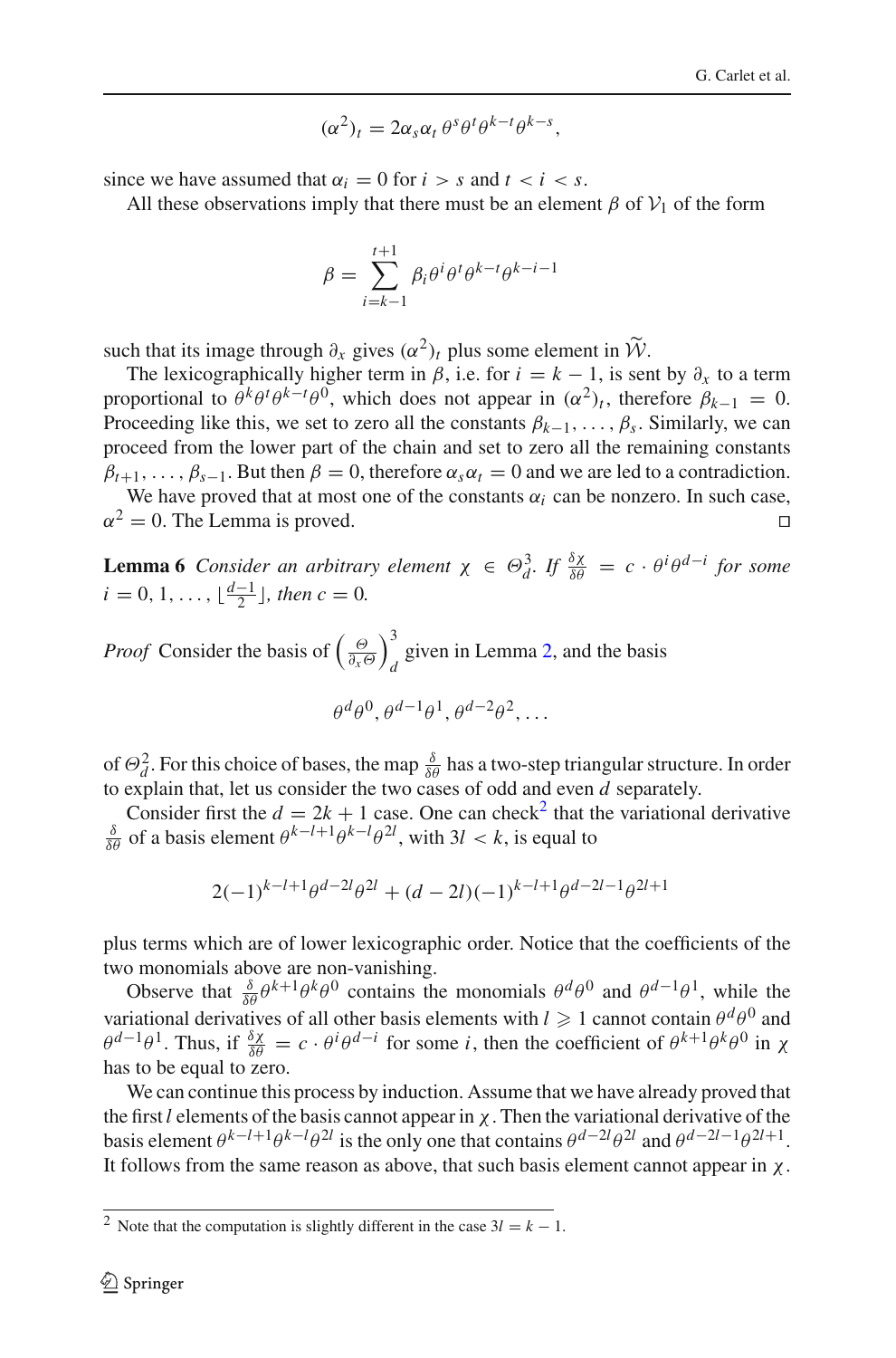$$(\alpha^2)_t = 2\alpha_s\alpha_t\,\theta^s\theta^t\theta^{k-t}\theta^{k-s},$$

since we have assumed that $\alpha_i = 0$ for $i > s$ and $t < i < s$.

All these observations imply that there must be an element $\beta$ of $\mathcal{V}_1$ of the form

$$\beta = \sum_{i=k-1}^{t+1} \beta_i \theta^i\theta^t\theta^{k-t}\theta^{k-i-1}$$

such that its image through $\partial_x$ gives $(\alpha^2)_t$ plus some element in $\widetilde{\mathcal{W}}$.

The lexicographically higher term in $\beta$, i.e. for $i = k-1$, is sent by $\partial_x$ to a term proportional to $\theta^k\theta^t\theta^{k-t}\theta^0$, which does not appear in $(\alpha^2)_t$, therefore $\beta_{k-1} = 0$. Proceeding like this, we set to zero all the constants $\beta_{k-1},\dots,\beta_s$. Similarly, we can proceed from the lower part of the chain and set to zero all the remaining constants $\beta_{t+1},\dots,\beta_{s-1}$. But then $\beta = 0$, therefore $\alpha_s\alpha_t = 0$ and we are led to a contradiction.

We have proved that at most one of the constants $\alpha_i$ can be nonzero. In such case, $\alpha^2 = 0$. The Lemma is proved. □

**Lemma 6** *Consider an arbitrary element $\chi \in \Theta^3_d$. If $\frac{\delta\chi}{\delta\theta} = c\cdot\theta^i\theta^{d-i}$ for some $i = 0, 1, \dots, \lfloor\frac{d-1}{2}\rfloor$, then $c = 0$.*

*Proof* Consider the basis of $\left(\frac{\Theta}{\partial_x\Theta}\right)^3_d$ given in Lemma 2, and the basis

$$\theta^d\theta^0, \theta^{d-1}\theta^1, \theta^{d-2}\theta^2, \dots$$

of $\Theta^2_d$. For this choice of bases, the map $\frac{\delta}{\delta\theta}$ has a two-step triangular structure. In order to explain that, let us consider the two cases of odd and even $d$ separately.

Consider first the $d = 2k+1$ case. One can check[2] that the variational derivative $\frac{\delta}{\delta\theta}$ of a basis element $\theta^{k-l+1}\theta^{k-l}\theta^{2l}$, with $3l < k$, is equal to

$$2(-1)^{k-l+1}\theta^{d-2l}\theta^{2l} + (d-2l)(-1)^{k-l+1}\theta^{d-2l-1}\theta^{2l+1}$$

plus terms which are of lower lexicographic order. Notice that the coefficients of the two monomials above are non-vanishing.

Observe that $\frac{\delta}{\delta\theta}\theta^{k+1}\theta^k\theta^0$ contains the monomials $\theta^d\theta^0$ and $\theta^{d-1}\theta^1$, while the variational derivatives of all other basis elements with $l \geqslant 1$ cannot contain $\theta^d\theta^0$ and $\theta^{d-1}\theta^1$. Thus, if $\frac{\delta\chi}{\delta\theta} = c\cdot\theta^i\theta^{d-i}$ for some $i$, then the coefficient of $\theta^{k+1}\theta^k\theta^0$ in $\chi$ has to be equal to zero.

We can continue this process by induction. Assume that we have already proved that the first $l$ elements of the basis cannot appear in $\chi$. Then the variational derivative of the basis element $\theta^{k-l+1}\theta^{k-l}\theta^{2l}$ is the only one that contains $\theta^{d-2l}\theta^{2l}$ and $\theta^{d-2l-1}\theta^{2l+1}$. It follows from the same reason as above, that such basis element cannot appear in $\chi$.

[2] Note that the computation is slightly different in the case $3l = k-1$.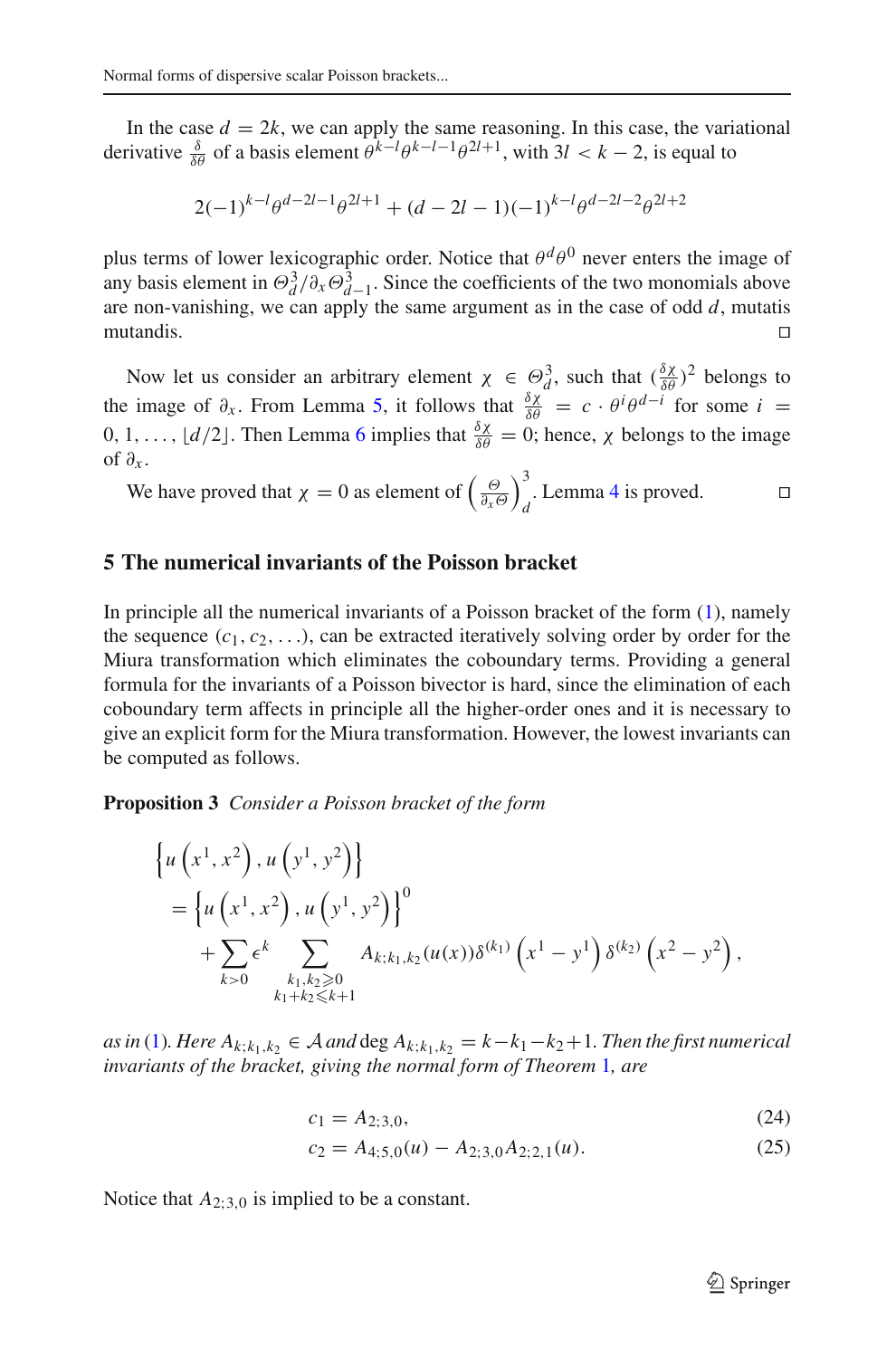In the case $d = 2k$, we can apply the same reasoning. In this case, the variational derivative $\frac{\delta}{\delta\theta}$ of a basis element $\theta^{k-l}\theta^{k-l-1}\theta^{2l+1}$, with $3l < k-2$, is equal to

$$2(-1)^{k-l}\theta^{d-2l-1}\theta^{2l+1} + (d-2l-1)(-1)^{k-l}\theta^{d-2l-2}\theta^{2l+2}$$

plus terms of lower lexicographic order. Notice that $\theta^d\theta^0$ never enters the image of any basis element in $\Theta^3_d/\partial_x\Theta^3_{d-1}$. Since the coefficients of the two monomials above are non-vanishing, we can apply the same argument as in the case of odd $d$, mutatis mutandis. □

Now let us consider an arbitrary element $\chi \in \Theta^3_d$, such that $(\frac{\delta\chi}{\delta\theta})^2$ belongs to the image of $\partial_x$. From Lemma 5, it follows that $\frac{\delta\chi}{\delta\theta} = c \cdot \theta^i\theta^{d-i}$ for some $i = 0, 1, \ldots, \lfloor d/2 \rfloor$. Then Lemma 6 implies that $\frac{\delta\chi}{\delta\theta} = 0$; hence, $\chi$ belongs to the image of $\partial_x$.

We have proved that $\chi = 0$ as element of $\left(\frac{\Theta}{\partial_x\Theta}\right)^3_d$. Lemma 4 is proved. □

## 5 The numerical invariants of the Poisson bracket

In principle all the numerical invariants of a Poisson bracket of the form (1), namely the sequence $(c_1, c_2, \ldots)$, can be extracted iteratively solving order by order for the Miura transformation which eliminates the coboundary terms. Providing a general formula for the invariants of a Poisson bivector is hard, since the elimination of each coboundary term affects in principle all the higher-order ones and it is necessary to give an explicit form for the Miura transformation. However, the lowest invariants can be computed as follows.

**Proposition 3** *Consider a Poisson bracket of the form*

$$\begin{aligned}
&\left\{u\left(x^1, x^2\right), u\left(y^1, y^2\right)\right\} \\
&\quad= \left\{u\left(x^1, x^2\right), u\left(y^1, y^2\right)\right\}^0 \\
&\qquad+ \sum_{k>0} \epsilon^k \sum_{\substack{k_1,k_2\geqslant 0\\ k_1+k_2\leqslant k+1}} A_{k;k_1,k_2}(u(x))\delta^{(k_1)}\left(x^1 - y^1\right)\delta^{(k_2)}\left(x^2 - y^2\right),
\end{aligned}$$

*as in* (1)*. Here $A_{k;k_1,k_2} \in \mathcal{A}$ and $\deg A_{k;k_1,k_2} = k - k_1 - k_2 + 1$. Then the first numerical invariants of the bracket, giving the normal form of Theorem 1, are*

$$c_1 = A_{2;3,0}, \tag{24}$$

$$c_2 = A_{4;5,0}(u) - A_{2;3,0}A_{2;2,1}(u). \tag{25}$$

Notice that $A_{2;3,0}$ is implied to be a constant.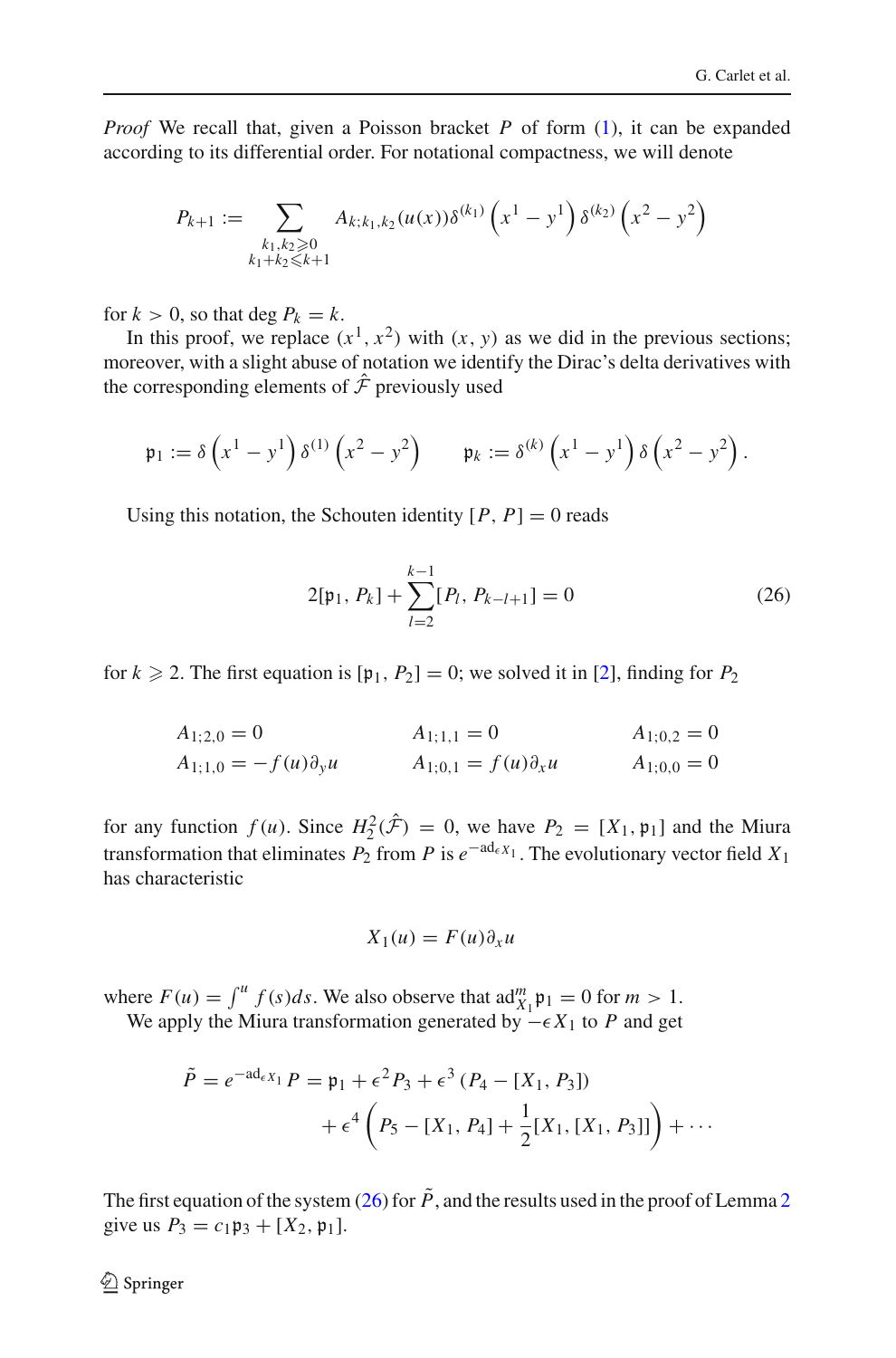*Proof* We recall that, given a Poisson bracket $P$ of form (1), it can be expanded according to its differential order. For notational compactness, we will denote

$$P_{k+1} := \sum_{\substack{k_1,k_2 \geqslant 0 \\ k_1+k_2 \leqslant k+1}} A_{k;k_1,k_2}(u(x))\delta^{(k_1)}\left(x^1 - y^1\right)\delta^{(k_2)}\left(x^2 - y^2\right)$$

for $k > 0$, so that $\deg P_k = k$.

In this proof, we replace $(x^1, x^2)$ with $(x, y)$ as we did in the previous sections; moreover, with a slight abuse of notation we identify the Dirac's delta derivatives with the corresponding elements of $\hat{\mathcal{F}}$ previously used

$$\mathfrak{p}_1 := \delta\left(x^1 - y^1\right)\delta^{(1)}\left(x^2 - y^2\right) \qquad \mathfrak{p}_k := \delta^{(k)}\left(x^1 - y^1\right)\delta\left(x^2 - y^2\right).$$

Using this notation, the Schouten identity $[P, P] = 0$ reads

$$2[\mathfrak{p}_1, P_k] + \sum_{l=2}^{k-1}[P_l, P_{k-l+1}] = 0 \tag{26}$$

for $k \geqslant 2$. The first equation is $[\mathfrak{p}_1, P_2] = 0$; we solved it in [2], finding for $P_2$

$$\begin{aligned}
&A_{1;2,0} = 0 && A_{1;1,1} = 0 && A_{1;0,2} = 0\\
&A_{1;1,0} = -f(u)\partial_y u && A_{1;0,1} = f(u)\partial_x u && A_{1;0,0} = 0
\end{aligned}$$

for any function $f(u)$. Since $H_2^2(\hat{\mathcal{F}}) = 0$, we have $P_2 = [X_1, \mathfrak{p}_1]$ and the Miura transformation that eliminates $P_2$ from $P$ is $e^{-\mathrm{ad}_{\epsilon X_1}}$. The evolutionary vector field $X_1$ has characteristic

$$X_1(u) = F(u)\partial_x u$$

where $F(u) = \int^u f(s)ds$. We also observe that $\mathrm{ad}^m_{X_1}\mathfrak{p}_1 = 0$ for $m > 1$.

We apply the Miura transformation generated by $-\epsilon X_1$ to $P$ and get

$$\begin{aligned}
\tilde{P} = e^{-\mathrm{ad}_{\epsilon X_1}} P = \mathfrak{p}_1 &+ \epsilon^2 P_3 + \epsilon^3\left(P_4 - [X_1, P_3]\right)\\
&+ \epsilon^4\left(P_5 - [X_1, P_4] + \frac{1}{2}[X_1,[X_1, P_3]]\right) + \cdots
\end{aligned}$$

The first equation of the system (26) for $\tilde{P}$, and the results used in the proof of Lemma 2 give us $P_3 = c_1\mathfrak{p}_3 + [X_2, \mathfrak{p}_1]$.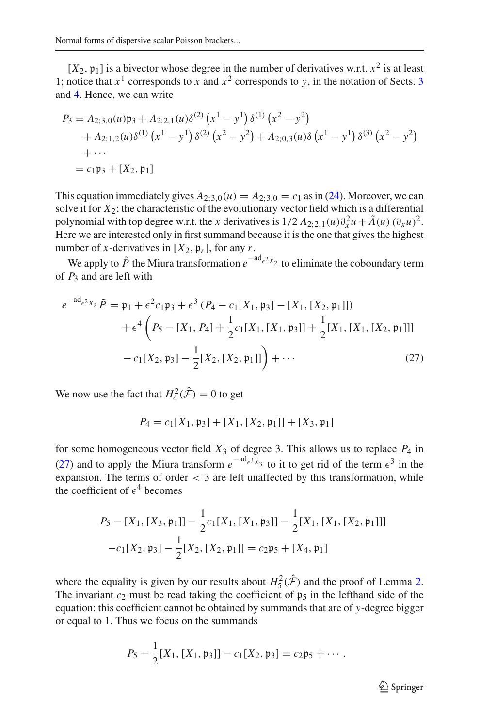$[X_2, \mathfrak{p}_1]$ is a bivector whose degree in the number of derivatives w.r.t. $x^2$ is at least 1; notice that $x^1$ corresponds to $x$ and $x^2$ corresponds to $y$, in the notation of Sects. 3 and 4. Hence, we can write

$$
\begin{aligned}
P_3 &= A_{2;3,0}(u)\mathfrak{p}_3 + A_{2;2,1}(u)\delta^{(2)}\left(x^1-y^1\right)\delta^{(1)}\left(x^2-y^2\right) \\
&\quad + A_{2;1,2}(u)\delta^{(1)}\left(x^1-y^1\right)\delta^{(2)}\left(x^2-y^2\right) + A_{2;0,3}(u)\delta\left(x^1-y^1\right)\delta^{(3)}\left(x^2-y^2\right) \\
&\quad + \cdots \\
&= c_1\mathfrak{p}_3 + [X_2, \mathfrak{p}_1]
\end{aligned}
$$

This equation immediately gives $A_{2;3,0}(u) = A_{2;3,0} = c_1$ as in (24). Moreover, we can solve it for $X_2$; the characteristic of the evolutionary vector field which is a differential polynomial with top degree w.r.t. the $x$ derivatives is $1/2\, A_{2;2,1}(u)\partial_x^2 u + \tilde{A}(u)\,(\partial_x u)^2$. Here we are interested only in first summand because it is the one that gives the highest number of $x$-derivatives in $[X_2, \mathfrak{p}_r]$, for any $r$.

We apply to $\tilde{P}$ the Miura transformation $e^{-\mathrm{ad}_{\epsilon^2 X_2}}$ to eliminate the coboundary term of $P_3$ and are left with

$$
\begin{aligned}
e^{-\mathrm{ad}_{\epsilon^2 X_2}}\tilde{P} &= \mathfrak{p}_1 + \epsilon^2 c_1\mathfrak{p}_3 + \epsilon^3\left(P_4 - c_1[X_1, \mathfrak{p}_3] - [X_1, [X_2, \mathfrak{p}_1]]\right) \\
&\quad + \epsilon^4\Bigg(P_5 - [X_1, P_4] + \frac{1}{2}c_1[X_1, [X_1, \mathfrak{p}_3]] + \frac{1}{2}[X_1, [X_1, [X_2, \mathfrak{p}_1]]] \\
&\quad - c_1[X_2, \mathfrak{p}_3] - \frac{1}{2}[X_2, [X_2, \mathfrak{p}_1]]\Bigg) + \cdots
\end{aligned} \tag{27}
$$

We now use the fact that $H_4^2(\hat{\mathcal{F}}) = 0$ to get

$$
P_4 = c_1[X_1, \mathfrak{p}_3] + [X_1, [X_2, \mathfrak{p}_1]] + [X_3, \mathfrak{p}_1]
$$

for some homogeneous vector field $X_3$ of degree 3. This allows us to replace $P_4$ in (27) and to apply the Miura transform $e^{-\mathrm{ad}_{\epsilon^3 X_3}}$ to it to get rid of the term $\epsilon^3$ in the expansion. The terms of order $< 3$ are left unaffected by this transformation, while the coefficient of $\epsilon^4$ becomes

$$
\begin{aligned}
&P_5 - [X_1, [X_3, \mathfrak{p}_1]] - \frac{1}{2}c_1[X_1, [X_1, \mathfrak{p}_3]] - \frac{1}{2}[X_1, [X_1, [X_2, \mathfrak{p}_1]]] \\
&-c_1[X_2, \mathfrak{p}_3] - \frac{1}{2}[X_2, [X_2, \mathfrak{p}_1]] = c_2\mathfrak{p}_5 + [X_4, \mathfrak{p}_1]
\end{aligned}
$$

where the equality is given by our results about $H_5^2(\hat{\mathcal{F}})$ and the proof of Lemma 2. The invariant $c_2$ must be read taking the coefficient of $\mathfrak{p}_5$ in the lefthand side of the equation: this coefficient cannot be obtained by summands that are of $y$-degree bigger or equal to 1. Thus we focus on the summands

$$
P_5 - \frac{1}{2}[X_1, [X_1, \mathfrak{p}_3]] - c_1[X_2, \mathfrak{p}_3] = c_2\mathfrak{p}_5 + \cdots .
$$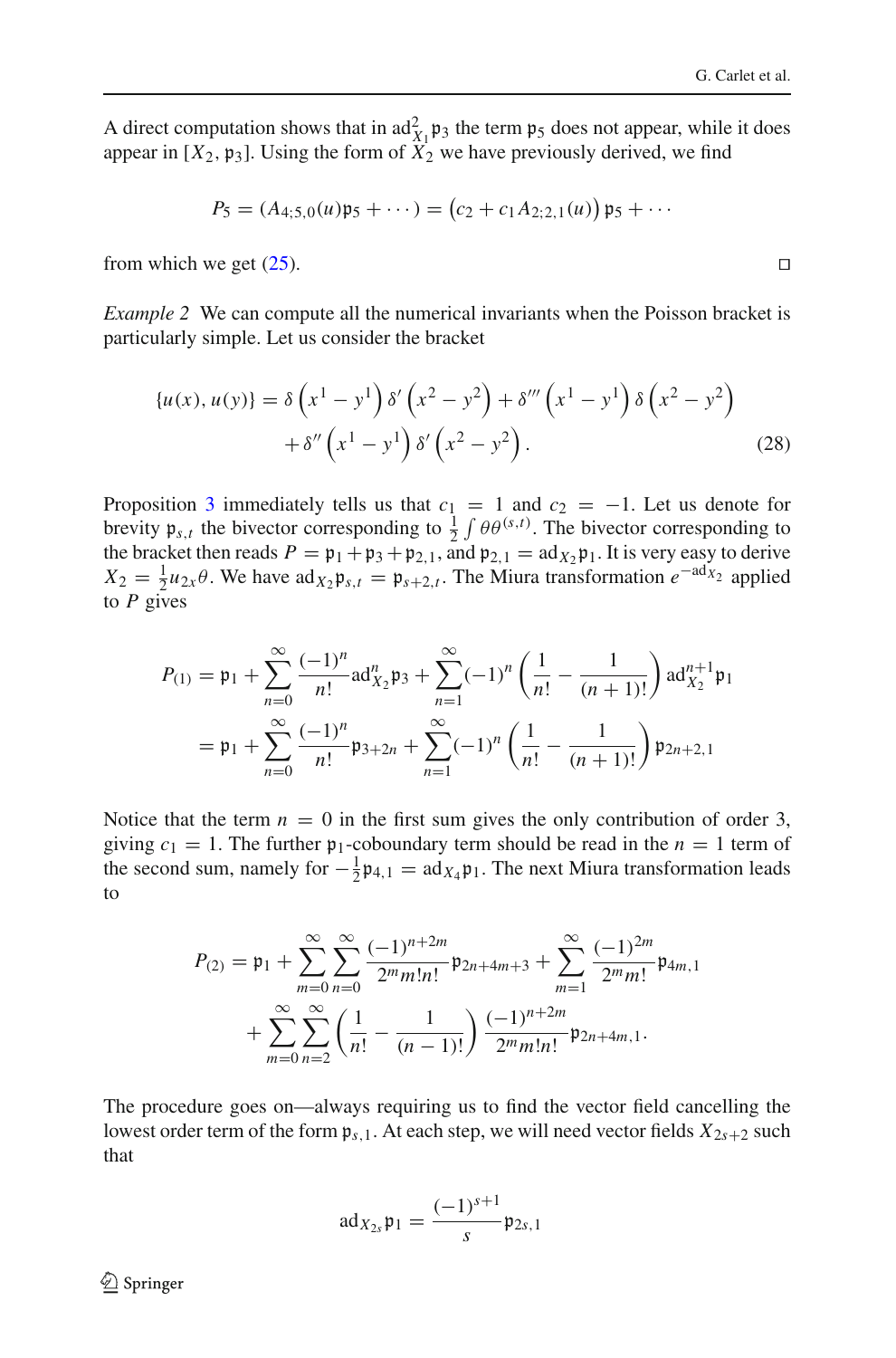A direct computation shows that in $\mathrm{ad}^2_{X_1}\mathfrak{p}_3$ the term $\mathfrak{p}_5$ does not appear, while it does appear in $[X_2, \mathfrak{p}_3]$. Using the form of $X_2$ we have previously derived, we find

$$P_5 = (A_{4;5,0}(u)\mathfrak{p}_5 + \cdots) = \left(c_2 + c_1 A_{2;2,1}(u)\right)\mathfrak{p}_5 + \cdots$$

from which we get (25). ◻

*Example 2* We can compute all the numerical invariants when the Poisson bracket is particularly simple. Let us consider the bracket

$$\begin{aligned}
\{u(x), u(y)\} = \delta\left(x^1 - y^1\right)\delta'\left(x^2 - y^2\right) + \delta'''\left(x^1 - y^1\right)\delta\left(x^2 - y^2\right) \\
+ \delta''\left(x^1 - y^1\right)\delta'\left(x^2 - y^2\right). \qquad (28)
\end{aligned}$$

Proposition 3 immediately tells us that $c_1 = 1$ and $c_2 = -1$. Let us denote for brevity $\mathfrak{p}_{s,t}$ the bivector corresponding to $\frac{1}{2}\int \theta\theta^{(s,t)}$. The bivector corresponding to the bracket then reads $P = \mathfrak{p}_1 + \mathfrak{p}_3 + \mathfrak{p}_{2,1}$, and $\mathfrak{p}_{2,1} = \mathrm{ad}_{X_2}\mathfrak{p}_1$. It is very easy to derive $X_2 = \frac{1}{2}u_{2x}\theta$. We have $\mathrm{ad}_{X_2}\mathfrak{p}_{s,t} = \mathfrak{p}_{s+2,t}$. The Miura transformation $e^{-\mathrm{ad}_{X_2}}$ applied to $P$ gives

$$\begin{aligned}
P_{(1)} &= \mathfrak{p}_1 + \sum_{n=0}^{\infty}\frac{(-1)^n}{n!}\mathrm{ad}^n_{X_2}\mathfrak{p}_3 + \sum_{n=1}^{\infty}(-1)^n\left(\frac{1}{n!} - \frac{1}{(n+1)!}\right)\mathrm{ad}^{n+1}_{X_2}\mathfrak{p}_1 \\
&= \mathfrak{p}_1 + \sum_{n=0}^{\infty}\frac{(-1)^n}{n!}\mathfrak{p}_{3+2n} + \sum_{n=1}^{\infty}(-1)^n\left(\frac{1}{n!} - \frac{1}{(n+1)!}\right)\mathfrak{p}_{2n+2,1}
\end{aligned}$$

Notice that the term $n = 0$ in the first sum gives the only contribution of order 3, giving $c_1 = 1$. The further $\mathfrak{p}_1$-coboundary term should be read in the $n = 1$ term of the second sum, namely for $-\frac{1}{2}\mathfrak{p}_{4,1} = \mathrm{ad}_{X_4}\mathfrak{p}_1$. The next Miura transformation leads to

$$\begin{aligned}
P_{(2)} = \mathfrak{p}_1 + \sum_{m=0}^{\infty}\sum_{n=0}^{\infty}\frac{(-1)^{n+2m}}{2^m m! n!}\mathfrak{p}_{2n+4m+3} + \sum_{m=1}^{\infty}\frac{(-1)^{2m}}{2^m m!}\mathfrak{p}_{4m,1} \\
+ \sum_{m=0}^{\infty}\sum_{n=2}^{\infty}\left(\frac{1}{n!} - \frac{1}{(n-1)!}\right)\frac{(-1)^{n+2m}}{2^m m! n!}\mathfrak{p}_{2n+4m,1}.
\end{aligned}$$

The procedure goes on—always requiring us to find the vector field cancelling the lowest order term of the form $\mathfrak{p}_{s,1}$. At each step, we will need vector fields $X_{2s+2}$ such that

$$\mathrm{ad}_{X_{2s}}\mathfrak{p}_1 = \frac{(-1)^{s+1}}{s}\mathfrak{p}_{2s,1}$$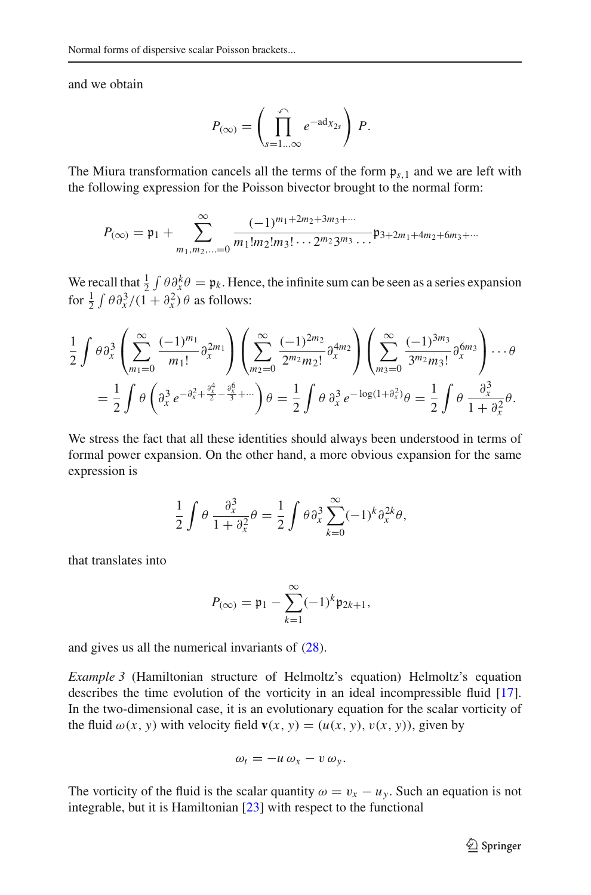and we obtain

$$P_{(\infty)} = \left( \overset{\curvearrowleft}{\prod_{s=1\ldots\infty}} e^{-\mathrm{ad}_{X_{2s}}} \right) P.$$

The Miura transformation cancels all the terms of the form $\mathfrak{p}_{s,1}$ and we are left with the following expression for the Poisson bivector brought to the normal form:

$$P_{(\infty)} = \mathfrak{p}_1 + \sum_{m_1, m_2, \ldots = 0}^{\infty} \frac{(-1)^{m_1 + 2m_2 + 3m_3 + \cdots}}{m_1! m_2! m_3! \cdots 2^{m_2} 3^{m_3} \cdots} \mathfrak{p}_{3+2m_1+4m_2+6m_3+\cdots}$$

We recall that $\frac{1}{2}\int \theta \partial_x^k \theta = \mathfrak{p}_k$. Hence, the infinite sum can be seen as a series expansion for $\frac{1}{2}\int \theta \partial_x^3/(1+\partial_x^2)\,\theta$ as follows:

$$\begin{aligned}
&\frac{1}{2}\int \theta \partial_x^3 \left( \sum_{m_1=0}^{\infty} \frac{(-1)^{m_1}}{m_1!} \partial_x^{2m_1} \right) \left( \sum_{m_2=0}^{\infty} \frac{(-1)^{2m_2}}{2^{m_2} m_2!} \partial_x^{4m_2} \right) \left( \sum_{m_3=0}^{\infty} \frac{(-1)^{3m_3}}{3^{m_3} m_3!} \partial_x^{6m_3} \right) \cdots \theta \\
&\quad = \frac{1}{2}\int \theta \left( \partial_x^3 \, e^{-\partial_x^2 + \frac{\partial_x^4}{2} - \frac{\partial_x^6}{3} + \cdots} \right) \theta = \frac{1}{2}\int \theta \, \partial_x^3 \, e^{-\log(1+\partial_x^2)} \theta = \frac{1}{2}\int \theta \, \frac{\partial_x^3}{1+\partial_x^2} \theta.
\end{aligned}$$

We stress the fact that all these identities should always been understood in terms of formal power expansion. On the other hand, a more obvious expansion for the same expression is

$$\frac{1}{2}\int \theta \, \frac{\partial_x^3}{1+\partial_x^2} \theta = \frac{1}{2}\int \theta \partial_x^3 \sum_{k=0}^{\infty} (-1)^k \partial_x^{2k} \theta,$$

that translates into

$$P_{(\infty)} = \mathfrak{p}_1 - \sum_{k=1}^{\infty} (-1)^k \mathfrak{p}_{2k+1},$$

and gives us all the numerical invariants of (28).

*Example 3* (Hamiltonian structure of Helmoltz's equation) Helmoltz's equation describes the time evolution of the vorticity in an ideal incompressible fluid [17]. In the two-dimensional case, it is an evolutionary equation for the scalar vorticity of the fluid $\omega(x, y)$ with velocity field $\mathbf{v}(x, y) = (u(x, y), v(x, y))$, given by

$$\omega_t = -u\,\omega_x - v\,\omega_y.$$

The vorticity of the fluid is the scalar quantity $\omega = v_x - u_y$. Such an equation is not integrable, but it is Hamiltonian [23] with respect to the functional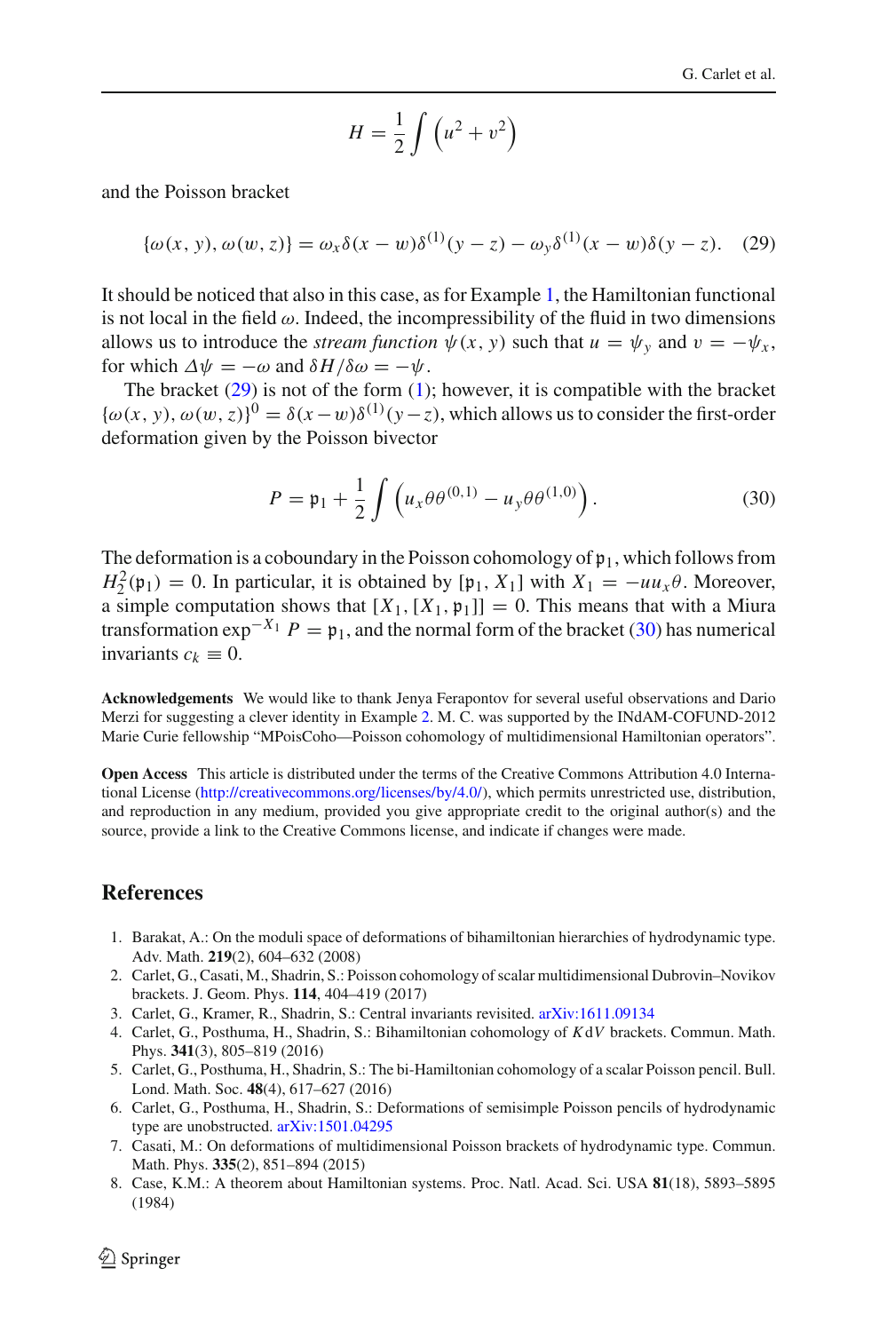$$H = \frac{1}{2}\int \left(u^2 + v^2\right)$$

and the Poisson bracket

$$\{\omega(x, y), \omega(w, z)\} = \omega_x \delta(x - w)\delta^{(1)}(y - z) - \omega_y \delta^{(1)}(x - w)\delta(y - z). \quad (29)$$

It should be noticed that also in this case, as for Example 1, the Hamiltonian functional is not local in the field $\omega$. Indeed, the incompressibility of the fluid in two dimensions allows us to introduce the *stream function* $\psi(x, y)$ such that $u = \psi_y$ and $v = -\psi_x$, for which $\Delta\psi = -\omega$ and $\delta H/\delta\omega = -\psi$.

The bracket (29) is not of the form (1); however, it is compatible with the bracket $\{\omega(x, y), \omega(w, z)\}^0 = \delta(x-w)\delta^{(1)}(y-z)$, which allows us to consider the first-order deformation given by the Poisson bivector

$$P = \mathfrak{p}_1 + \frac{1}{2}\int \left(u_x\theta\theta^{(0,1)} - u_y\theta\theta^{(1,0)}\right). \quad (30)$$

The deformation is a coboundary in the Poisson cohomology of $\mathfrak{p}_1$, which follows from $H^2_2(\mathfrak{p}_1) = 0$. In particular, it is obtained by $[\mathfrak{p}_1, X_1]$ with $X_1 = -uu_x\theta$. Moreover, a simple computation shows that $[X_1, [X_1, \mathfrak{p}_1]] = 0$. This means that with a Miura transformation $\exp^{-X_1} P = \mathfrak{p}_1$, and the normal form of the bracket (30) has numerical invariants $c_k \equiv 0$.

**Acknowledgements** We would like to thank Jenya Ferapontov for several useful observations and Dario Merzi for suggesting a clever identity in Example 2. M. C. was supported by the INdAM-COFUND-2012 Marie Curie fellowship "MPoisCoho—Poisson cohomology of multidimensional Hamiltonian operators".

**Open Access** This article is distributed under the terms of the Creative Commons Attribution 4.0 International License (http://creativecommons.org/licenses/by/4.0/), which permits unrestricted use, distribution, and reproduction in any medium, provided you give appropriate credit to the original author(s) and the source, provide a link to the Creative Commons license, and indicate if changes were made.

## References

1. Barakat, A.: On the moduli space of deformations of bihamiltonian hierarchies of hydrodynamic type. Adv. Math. **219**(2), 604–632 (2008)
2. Carlet, G., Casati, M., Shadrin, S.: Poisson cohomology of scalar multidimensional Dubrovin–Novikov brackets. J. Geom. Phys. **114**, 404–419 (2017)
3. Carlet, G., Kramer, R., Shadrin, S.: Central invariants revisited. arXiv:1611.09134
4. Carlet, G., Posthuma, H., Shadrin, S.: Bihamiltonian cohomology of $K\mathrm{d}V$ brackets. Commun. Math. Phys. **341**(3), 805–819 (2016)
5. Carlet, G., Posthuma, H., Shadrin, S.: The bi-Hamiltonian cohomology of a scalar Poisson pencil. Bull. Lond. Math. Soc. **48**(4), 617–627 (2016)
6. Carlet, G., Posthuma, H., Shadrin, S.: Deformations of semisimple Poisson pencils of hydrodynamic type are unobstructed. arXiv:1501.04295
7. Casati, M.: On deformations of multidimensional Poisson brackets of hydrodynamic type. Commun. Math. Phys. **335**(2), 851–894 (2015)
8. Case, K.M.: A theorem about Hamiltonian systems. Proc. Natl. Acad. Sci. USA **81**(18), 5893–5895 (1984)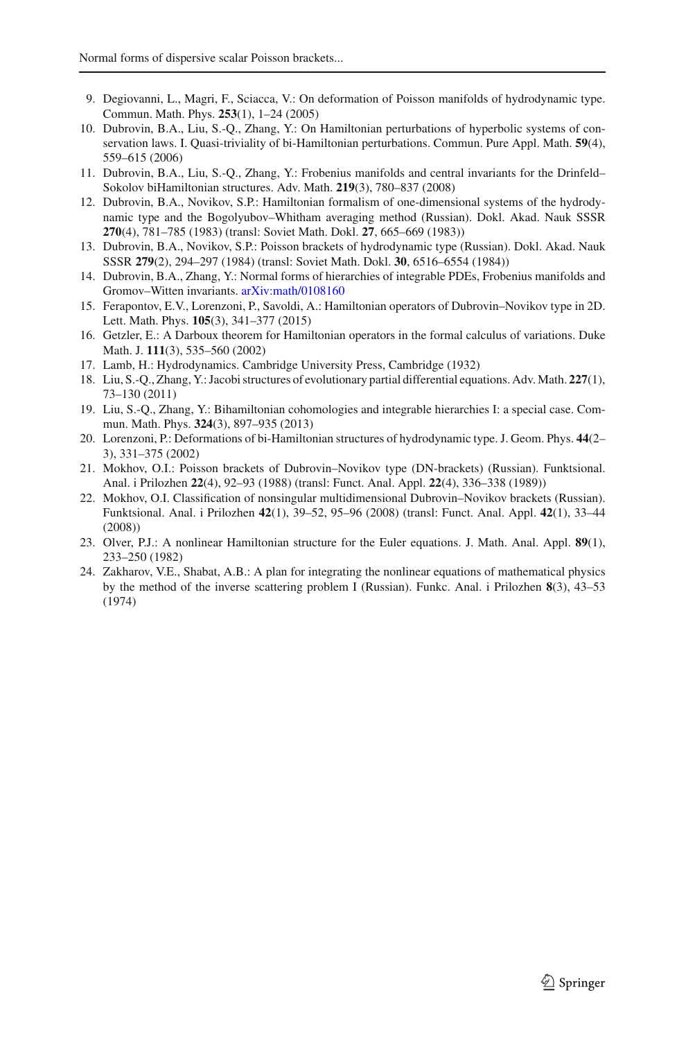9. Degiovanni, L., Magri, F., Sciacca, V.: On deformation of Poisson manifolds of hydrodynamic type. Commun. Math. Phys. **253**(1), 1–24 (2005)
10. Dubrovin, B.A., Liu, S.-Q., Zhang, Y.: On Hamiltonian perturbations of hyperbolic systems of conservation laws. I. Quasi-triviality of bi-Hamiltonian perturbations. Commun. Pure Appl. Math. **59**(4), 559–615 (2006)
11. Dubrovin, B.A., Liu, S.-Q., Zhang, Y.: Frobenius manifolds and central invariants for the Drinfeld–Sokolov biHamiltonian structures. Adv. Math. **219**(3), 780–837 (2008)
12. Dubrovin, B.A., Novikov, S.P.: Hamiltonian formalism of one-dimensional systems of the hydrodynamic type and the Bogolyubov–Whitham averaging method (Russian). Dokl. Akad. Nauk SSSR **270**(4), 781–785 (1983) (transl: Soviet Math. Dokl. **27**, 665–669 (1983))
13. Dubrovin, B.A., Novikov, S.P.: Poisson brackets of hydrodynamic type (Russian). Dokl. Akad. Nauk SSSR **279**(2), 294–297 (1984) (transl: Soviet Math. Dokl. **30**, 6516–6554 (1984))
14. Dubrovin, B.A., Zhang, Y.: Normal forms of hierarchies of integrable PDEs, Frobenius manifolds and Gromov–Witten invariants. arXiv:math/0108160
15. Ferapontov, E.V., Lorenzoni, P., Savoldi, A.: Hamiltonian operators of Dubrovin–Novikov type in 2D. Lett. Math. Phys. **105**(3), 341–377 (2015)
16. Getzler, E.: A Darboux theorem for Hamiltonian operators in the formal calculus of variations. Duke Math. J. **111**(3), 535–560 (2002)
17. Lamb, H.: Hydrodynamics. Cambridge University Press, Cambridge (1932)
18. Liu, S.-Q., Zhang, Y.: Jacobi structures of evolutionary partial differential equations. Adv. Math. **227**(1), 73–130 (2011)
19. Liu, S.-Q., Zhang, Y.: Bihamiltonian cohomologies and integrable hierarchies I: a special case. Commun. Math. Phys. **324**(3), 897–935 (2013)
20. Lorenzoni, P.: Deformations of bi-Hamiltonian structures of hydrodynamic type. J. Geom. Phys. **44**(2–3), 331–375 (2002)
21. Mokhov, O.I.: Poisson brackets of Dubrovin–Novikov type (DN-brackets) (Russian). Funktsional. Anal. i Prilozhen **22**(4), 92–93 (1988) (transl: Funct. Anal. Appl. **22**(4), 336–338 (1989))
22. Mokhov, O.I. Classification of nonsingular multidimensional Dubrovin–Novikov brackets (Russian). Funktsional. Anal. i Prilozhen **42**(1), 39–52, 95–96 (2008) (transl: Funct. Anal. Appl. **42**(1), 33–44 (2008))
23. Olver, P.J.: A nonlinear Hamiltonian structure for the Euler equations. J. Math. Anal. Appl. **89**(1), 233–250 (1982)
24. Zakharov, V.E., Shabat, A.B.: A plan for integrating the nonlinear equations of mathematical physics by the method of the inverse scattering problem I (Russian). Funkc. Anal. i Prilozhen **8**(3), 43–53 (1974)